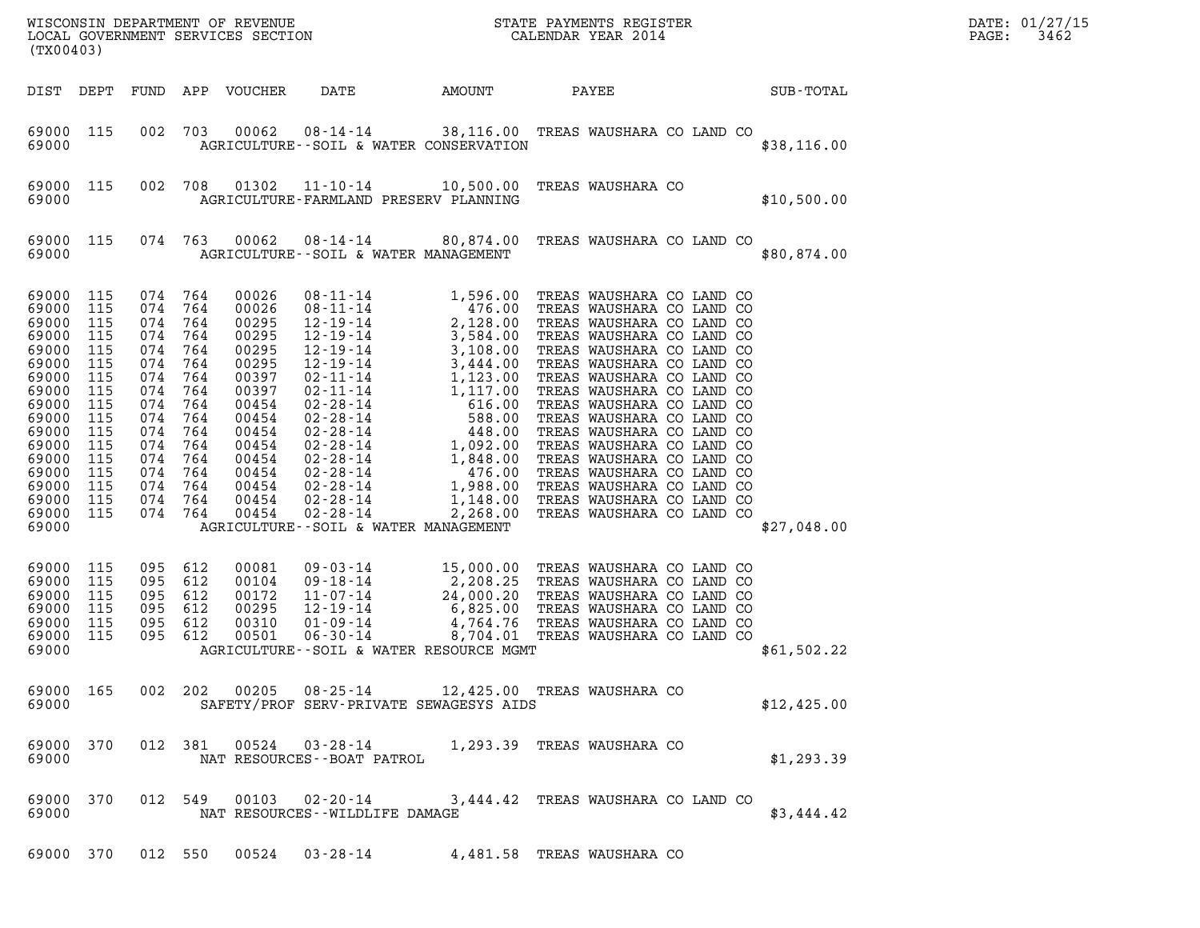WISCONSIN DEPARTMENT OF REVENUE
LOCAL GOVERNMENT SERVICES SECTION
(TX00403)

STATE PAYMENTS REGISTER
CALENDAR YEAR 2014

DATE: 01/27/15

| DIST | DEPT | FUND | APP | VOUCHER | DATE | AMOUNT | PAYEE | SUB-TOTAL |
|---|---|---|---|---|---|---|---|---|
| 69000 | 115 | 002 | 703 | 00062 | 08-14-14 | 38,116.00 | TREAS WAUSHARA CO LAND CO | |
| 69000 | | | | | AGRICULTURE--SOIL & WATER CONSERVATION | | | $38,116.00 |
| 69000 | 115 | 002 | 708 | 01302 | 11-10-14 | 10,500.00 | TREAS WAUSHARA CO | |
| 69000 | | | | | AGRICULTURE-FARMLAND PRESERV PLANNING | | | $10,500.00 |
| 69000 | 115 | 074 | 763 | 00062 | 08-14-14 | 80,874.00 | TREAS WAUSHARA CO LAND CO | |
| 69000 | | | | | AGRICULTURE--SOIL & WATER MANAGEMENT | | | $80,874.00 |
| 69000 | 115 | 074 | 764 | 00026 | 08-11-14 | 1,596.00 | TREAS WAUSHARA CO LAND CO | |
| 69000 | 115 | 074 | 764 | 00026 | 08-11-14 | 476.00 | TREAS WAUSHARA CO LAND CO | |
| 69000 | 115 | 074 | 764 | 00295 | 12-19-14 | 2,128.00 | TREAS WAUSHARA CO LAND CO | |
| 69000 | 115 | 074 | 764 | 00295 | 12-19-14 | 3,584.00 | TREAS WAUSHARA CO LAND CO | |
| 69000 | 115 | 074 | 764 | 00295 | 12-19-14 | 3,108.00 | TREAS WAUSHARA CO LAND CO | |
| 69000 | 115 | 074 | 764 | 00295 | 12-19-14 | 3,444.00 | TREAS WAUSHARA CO LAND CO | |
| 69000 | 115 | 074 | 764 | 00397 | 02-11-14 | 1,123.00 | TREAS WAUSHARA CO LAND CO | |
| 69000 | 115 | 074 | 764 | 00397 | 02-11-14 | 1,117.00 | TREAS WAUSHARA CO LAND CO | |
| 69000 | 115 | 074 | 764 | 00454 | 02-28-14 | 616.00 | TREAS WAUSHARA CO LAND CO | |
| 69000 | 115 | 074 | 764 | 00454 | 02-28-14 | 588.00 | TREAS WAUSHARA CO LAND CO | |
| 69000 | 115 | 074 | 764 | 00454 | 02-28-14 | 448.00 | TREAS WAUSHARA CO LAND CO | |
| 69000 | 115 | 074 | 764 | 00454 | 02-28-14 | 1,092.00 | TREAS WAUSHARA CO LAND CO | |
| 69000 | 115 | 074 | 764 | 00454 | 02-28-14 | 1,848.00 | TREAS WAUSHARA CO LAND CO | |
| 69000 | 115 | 074 | 764 | 00454 | 02-28-14 | 476.00 | TREAS WAUSHARA CO LAND CO | |
| 69000 | 115 | 074 | 764 | 00454 | 02-28-14 | 1,988.00 | TREAS WAUSHARA CO LAND CO | |
| 69000 | 115 | 074 | 764 | 00454 | 02-28-14 | 1,148.00 | TREAS WAUSHARA CO LAND CO | |
| 69000 | 115 | 074 | 764 | 00454 | 02-28-14 | 2,268.00 | TREAS WAUSHARA CO LAND CO | |
| 69000 | | | | | AGRICULTURE--SOIL & WATER MANAGEMENT | | | $27,048.00 |
| 69000 | 115 | 095 | 612 | 00081 | 09-03-14 | 15,000.00 | TREAS WAUSHARA CO LAND CO | |
| 69000 | 115 | 095 | 612 | 00104 | 09-18-14 | 2,208.25 | TREAS WAUSHARA CO LAND CO | |
| 69000 | 115 | 095 | 612 | 00172 | 11-07-14 | 24,000.20 | TREAS WAUSHARA CO LAND CO | |
| 69000 | 115 | 095 | 612 | 00295 | 12-19-14 | 6,825.00 | TREAS WAUSHARA CO LAND CO | |
| 69000 | 115 | 095 | 612 | 00310 | 01-09-14 | 4,764.76 | TREAS WAUSHARA CO LAND CO | |
| 69000 | 115 | 095 | 612 | 00501 | 06-30-14 | 8,704.01 | TREAS WAUSHARA CO LAND CO | |
| 69000 | | | | | AGRICULTURE--SOIL & WATER RESOURCE MGMT | | | $61,502.22 |
| 69000 | 165 | 002 | 202 | 00205 | 08-25-14 | 12,425.00 | TREAS WAUSHARA CO | |
| 69000 | | | | | SAFETY/PROF SERV-PRIVATE SEWAGESYS AIDS | | | $12,425.00 |
| 69000 | 370 | 012 | 381 | 00524 | 03-28-14 | 1,293.39 | TREAS WAUSHARA CO | |
| 69000 | | | | | NAT RESOURCES--BOAT PATROL | | | $1,293.39 |
| 69000 | 370 | 012 | 549 | 00103 | 02-20-14 | 3,444.42 | TREAS WAUSHARA CO LAND CO | |
| 69000 | | | | | NAT RESOURCES--WILDLIFE DAMAGE | | | $3,444.42 |
| 69000 | 370 | 012 | 550 | 00524 | 03-28-14 | 4,481.58 | TREAS WAUSHARA CO | |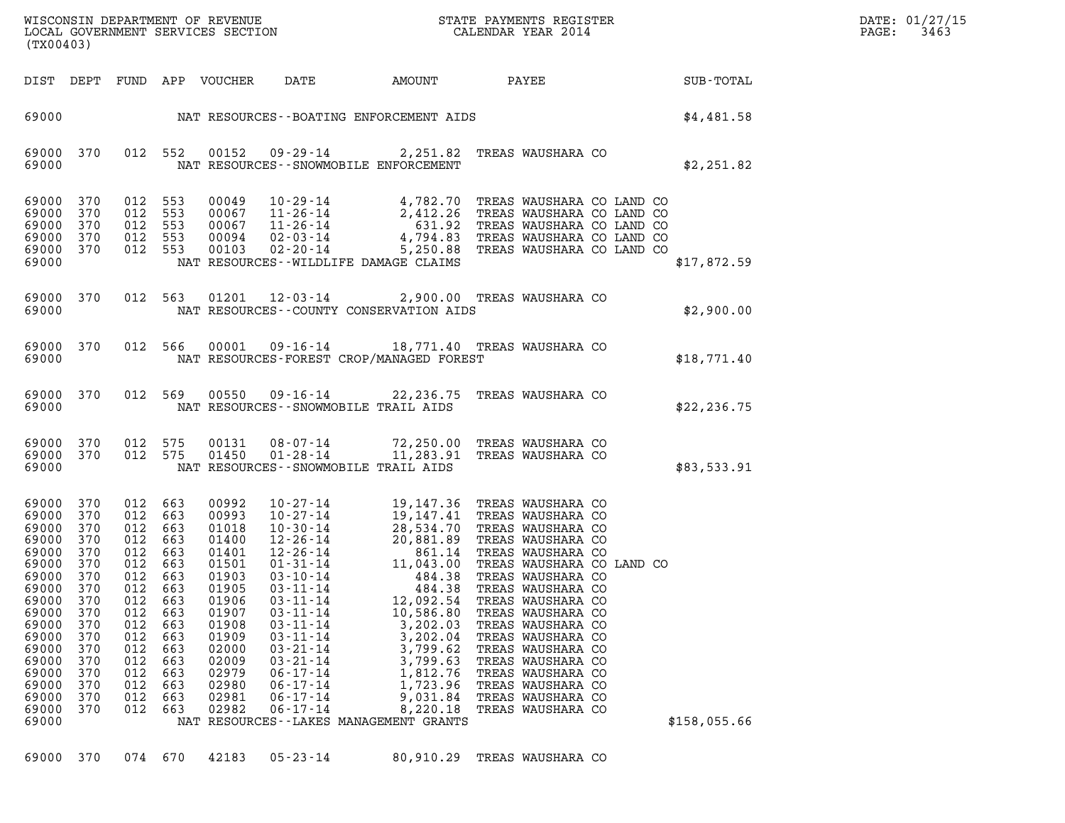| DIST | DEPT | FUND | APP | VOUCHER | DATE | AMOUNT | PAYEE | SUB-TOTAL |
|---|---|---|---|---|---|---|---|---|
| 69000 | | | | | | NAT RESOURCES--BOATING ENFORCEMENT AIDS | | $4,481.58 |
| 69000 | 370 | 012 | 552 | 00152 | 09-29-14 | 2,251.82 | TREAS WAUSHARA CO | |
| 69000 | | | | | | NAT RESOURCES--SNOWMOBILE ENFORCEMENT | | $2,251.82 |
| 69000 | 370 | 012 | 553 | 00049 | 10-29-14 | 4,782.70 | TREAS WAUSHARA CO LAND CO | |
| 69000 | 370 | 012 | 553 | 00067 | 11-26-14 | 2,412.26 | TREAS WAUSHARA CO LAND CO | |
| 69000 | 370 | 012 | 553 | 00067 | 11-26-14 | 631.92 | TREAS WAUSHARA CO LAND CO | |
| 69000 | 370 | 012 | 553 | 00094 | 02-03-14 | 4,794.83 | TREAS WAUSHARA CO LAND CO | |
| 69000 | 370 | 012 | 553 | 00103 | 02-20-14 | 5,250.88 | TREAS WAUSHARA CO LAND CO | |
| 69000 | | | | | | NAT RESOURCES--WILDLIFE DAMAGE CLAIMS | | $17,872.59 |
| 69000 | 370 | 012 | 563 | 01201 | 12-03-14 | 2,900.00 | TREAS WAUSHARA CO | |
| 69000 | | | | | | NAT RESOURCES--COUNTY CONSERVATION AIDS | | $2,900.00 |
| 69000 | 370 | 012 | 566 | 00001 | 09-16-14 | 18,771.40 | TREAS WAUSHARA CO | |
| 69000 | | | | | | NAT RESOURCES-FOREST CROP/MANAGED FOREST | | $18,771.40 |
| 69000 | 370 | 012 | 569 | 00550 | 09-16-14 | 22,236.75 | TREAS WAUSHARA CO | |
| 69000 | | | | | | NAT RESOURCES--SNOWMOBILE TRAIL AIDS | | $22,236.75 |
| 69000 | 370 | 012 | 575 | 00131 | 08-07-14 | 72,250.00 | TREAS WAUSHARA CO | |
| 69000 | 370 | 012 | 575 | 01450 | 01-28-14 | 11,283.91 | TREAS WAUSHARA CO | |
| 69000 | | | | | | NAT RESOURCES--SNOWMOBILE TRAIL AIDS | | $83,533.91 |
| 69000 | 370 | 012 | 663 | 00992 | 10-27-14 | 19,147.36 | TREAS WAUSHARA CO | |
| 69000 | 370 | 012 | 663 | 00993 | 10-27-14 | 19,147.41 | TREAS WAUSHARA CO | |
| 69000 | 370 | 012 | 663 | 01018 | 10-30-14 | 28,534.70 | TREAS WAUSHARA CO | |
| 69000 | 370 | 012 | 663 | 01400 | 12-26-14 | 20,881.89 | TREAS WAUSHARA CO | |
| 69000 | 370 | 012 | 663 | 01401 | 12-26-14 | 861.14 | TREAS WAUSHARA CO | |
| 69000 | 370 | 012 | 663 | 01501 | 01-31-14 | 11,043.00 | TREAS WAUSHARA CO LAND CO | |
| 69000 | 370 | 012 | 663 | 01903 | 03-10-14 | 484.38 | TREAS WAUSHARA CO | |
| 69000 | 370 | 012 | 663 | 01905 | 03-11-14 | 484.38 | TREAS WAUSHARA CO | |
| 69000 | 370 | 012 | 663 | 01906 | 03-11-14 | 12,092.54 | TREAS WAUSHARA CO | |
| 69000 | 370 | 012 | 663 | 01907 | 03-11-14 | 10,586.80 | TREAS WAUSHARA CO | |
| 69000 | 370 | 012 | 663 | 01908 | 03-11-14 | 3,202.03 | TREAS WAUSHARA CO | |
| 69000 | 370 | 012 | 663 | 01909 | 03-11-14 | 3,202.04 | TREAS WAUSHARA CO | |
| 69000 | 370 | 012 | 663 | 02000 | 03-21-14 | 3,799.62 | TREAS WAUSHARA CO | |
| 69000 | 370 | 012 | 663 | 02009 | 03-21-14 | 3,799.63 | TREAS WAUSHARA CO | |
| 69000 | 370 | 012 | 663 | 02979 | 06-17-14 | 1,812.76 | TREAS WAUSHARA CO | |
| 69000 | 370 | 012 | 663 | 02980 | 06-17-14 | 1,723.96 | TREAS WAUSHARA CO | |
| 69000 | 370 | 012 | 663 | 02981 | 06-17-14 | 9,031.84 | TREAS WAUSHARA CO | |
| 69000 | 370 | 012 | 663 | 02982 | 06-17-14 | 8,220.18 | TREAS WAUSHARA CO | |
| 69000 | | | | | | NAT RESOURCES--LAKES MANAGEMENT GRANTS | | $158,055.66 |
| 69000 | 370 | 074 | 670 | 42183 | 05-23-14 | 80,910.29 | TREAS WAUSHARA CO | |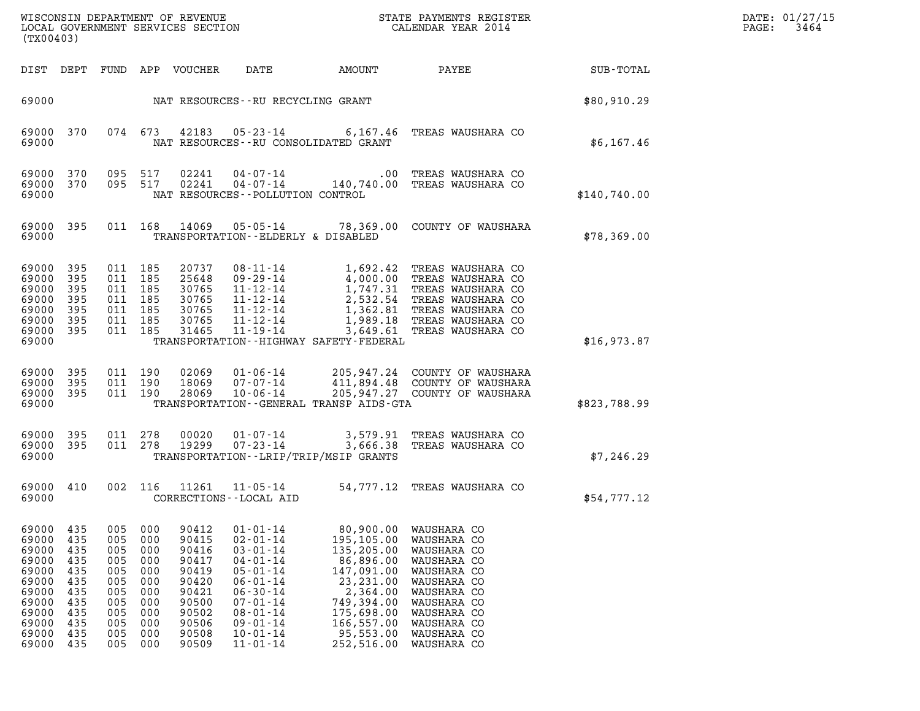WISCONSIN DEPARTMENT OF REVENUE
LOCAL GOVERNMENT SERVICES SECTION
(TX00403)

STATE PAYMENTS REGISTER
CALENDAR YEAR 2014

DATE: 01/27/15

| DIST | DEPT | FUND | APP | VOUCHER | DATE | AMOUNT | PAYEE | SUB-TOTAL |
|---|---|---|---|---|---|---|---|---|
| 69000 | | | | NAT RESOURCES--RU RECYCLING GRANT | | | | $80,910.29 |
| 69000 | 370 | 074 | 673 | 42183 | 05-23-14 | 6,167.46 | TREAS WAUSHARA CO | |
| 69000 | | | | NAT RESOURCES--RU CONSOLIDATED GRANT | | | | $6,167.46 |
| 69000 | 370 | 095 | 517 | 02241 | 04-07-14 | .00 | TREAS WAUSHARA CO | |
| 69000 | 370 | 095 | 517 | 02241 | 04-07-14 | 140,740.00 | TREAS WAUSHARA CO | |
| 69000 | | | | NAT RESOURCES--POLLUTION CONTROL | | | | $140,740.00 |
| 69000 | 395 | 011 | 168 | 14069 | 05-05-14 | 78,369.00 | COUNTY OF WAUSHARA | |
| 69000 | | | | TRANSPORTATION--ELDERLY & DISABLED | | | | $78,369.00 |
| 69000 | 395 | 011 | 185 | 20737 | 08-11-14 | 1,692.42 | TREAS WAUSHARA CO | |
| 69000 | 395 | 011 | 185 | 25648 | 09-29-14 | 4,000.00 | TREAS WAUSHARA CO | |
| 69000 | 395 | 011 | 185 | 30765 | 11-12-14 | 1,747.31 | TREAS WAUSHARA CO | |
| 69000 | 395 | 011 | 185 | 30765 | 11-12-14 | 2,532.54 | TREAS WAUSHARA CO | |
| 69000 | 395 | 011 | 185 | 30765 | 11-12-14 | 1,362.81 | TREAS WAUSHARA CO | |
| 69000 | 395 | 011 | 185 | 30765 | 11-12-14 | 1,989.18 | TREAS WAUSHARA CO | |
| 69000 | 395 | 011 | 185 | 31465 | 11-19-14 | 3,649.61 | TREAS WAUSHARA CO | |
| 69000 | | | | TRANSPORTATION--HIGHWAY SAFETY-FEDERAL | | | | $16,973.87 |
| 69000 | 395 | 011 | 190 | 02069 | 01-06-14 | 205,947.24 | COUNTY OF WAUSHARA | |
| 69000 | 395 | 011 | 190 | 18069 | 07-07-14 | 411,894.48 | COUNTY OF WAUSHARA | |
| 69000 | 395 | 011 | 190 | 28069 | 10-06-14 | 205,947.27 | COUNTY OF WAUSHARA | |
| 69000 | | | | TRANSPORTATION--GENERAL TRANSP AIDS-GTA | | | | $823,788.99 |
| 69000 | 395 | 011 | 278 | 00020 | 01-07-14 | 3,579.91 | TREAS WAUSHARA CO | |
| 69000 | 395 | 011 | 278 | 19299 | 07-23-14 | 3,666.38 | TREAS WAUSHARA CO | |
| 69000 | | | | TRANSPORTATION--LRIP/TRIP/MSIP GRANTS | | | | $7,246.29 |
| 69000 | 410 | 002 | 116 | 11261 | 11-05-14 | 54,777.12 | TREAS WAUSHARA CO | |
| 69000 | | | | CORRECTIONS--LOCAL AID | | | | $54,777.12 |
| 69000 | 435 | 005 | 000 | 90412 | 01-01-14 | 80,900.00 | WAUSHARA CO | |
| 69000 | 435 | 005 | 000 | 90415 | 02-01-14 | 195,105.00 | WAUSHARA CO | |
| 69000 | 435 | 005 | 000 | 90416 | 03-01-14 | 135,205.00 | WAUSHARA CO | |
| 69000 | 435 | 005 | 000 | 90417 | 04-01-14 | 86,896.00 | WAUSHARA CO | |
| 69000 | 435 | 005 | 000 | 90419 | 05-01-14 | 147,091.00 | WAUSHARA CO | |
| 69000 | 435 | 005 | 000 | 90420 | 06-01-14 | 23,231.00 | WAUSHARA CO | |
| 69000 | 435 | 005 | 000 | 90421 | 06-30-14 | 2,364.00 | WAUSHARA CO | |
| 69000 | 435 | 005 | 000 | 90500 | 07-01-14 | 749,394.00 | WAUSHARA CO | |
| 69000 | 435 | 005 | 000 | 90502 | 08-01-14 | 175,698.00 | WAUSHARA CO | |
| 69000 | 435 | 005 | 000 | 90506 | 09-01-14 | 166,557.00 | WAUSHARA CO | |
| 69000 | 435 | 005 | 000 | 90508 | 10-01-14 | 95,553.00 | WAUSHARA CO | |
| 69000 | 435 | 005 | 000 | 90509 | 11-01-14 | 252,516.00 | WAUSHARA CO | |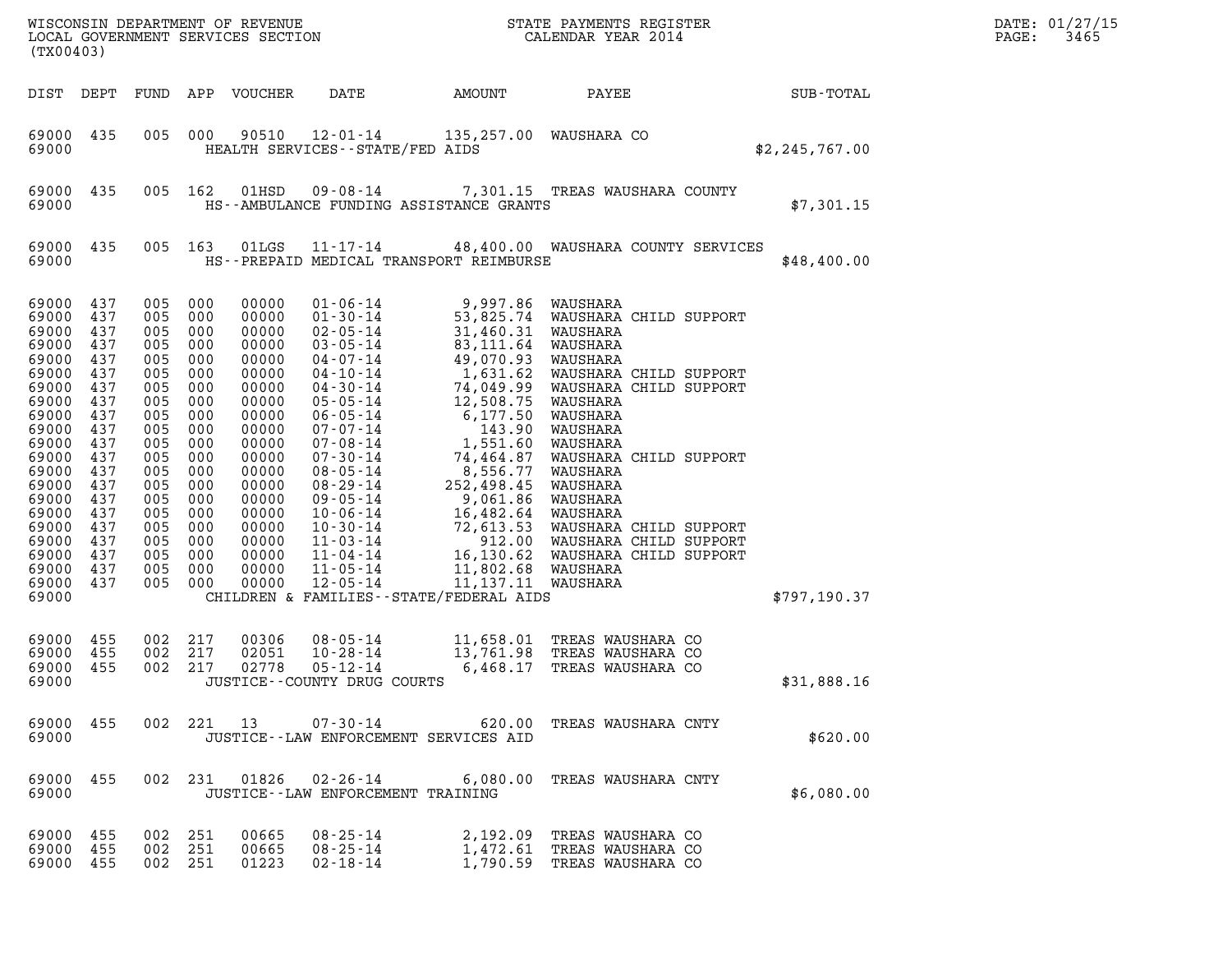| DIST | DEPT | FUND | APP | VOUCHER | DATE | AMOUNT | PAYEE | SUB-TOTAL |
|---|---|---|---|---|---|---|---|---|
| 69000 | 435 | 005 | 000 | 90510 | 12-01-14 | 135,257.00 | WAUSHARA CO | |
| 69000 | | | | | HEALTH SERVICES--STATE/FED AIDS | | | $2,245,767.00 |
| 69000 | 435 | 005 | 162 | 01HSD | 09-08-14 | 7,301.15 | TREAS WAUSHARA COUNTY | |
| 69000 | | | | | HS--AMBULANCE FUNDING ASSISTANCE GRANTS | | | $7,301.15 |
| 69000 | 435 | 005 | 163 | 01LGS | 11-17-14 | 48,400.00 | WAUSHARA COUNTY SERVICES | |
| 69000 | | | | | HS--PREPAID MEDICAL TRANSPORT REIMBURSE | | | $48,400.00 |
| 69000 | 437 | 005 | 000 | 00000 | 01-06-14 | 9,997.86 | WAUSHARA | |
| 69000 | 437 | 005 | 000 | 00000 | 01-30-14 | 53,825.74 | WAUSHARA CHILD SUPPORT | |
| 69000 | 437 | 005 | 000 | 00000 | 02-05-14 | 31,460.31 | WAUSHARA | |
| 69000 | 437 | 005 | 000 | 00000 | 03-05-14 | 83,111.64 | WAUSHARA | |
| 69000 | 437 | 005 | 000 | 00000 | 04-07-14 | 49,070.93 | WAUSHARA | |
| 69000 | 437 | 005 | 000 | 00000 | 04-10-14 | 1,631.62 | WAUSHARA CHILD SUPPORT | |
| 69000 | 437 | 005 | 000 | 00000 | 04-30-14 | 74,049.99 | WAUSHARA CHILD SUPPORT | |
| 69000 | 437 | 005 | 000 | 00000 | 05-05-14 | 12,508.75 | WAUSHARA | |
| 69000 | 437 | 005 | 000 | 00000 | 06-05-14 | 6,177.50 | WAUSHARA | |
| 69000 | 437 | 005 | 000 | 00000 | 07-07-14 | 143.90 | WAUSHARA | |
| 69000 | 437 | 005 | 000 | 00000 | 07-08-14 | 1,551.60 | WAUSHARA | |
| 69000 | 437 | 005 | 000 | 00000 | 07-30-14 | 74,464.87 | WAUSHARA CHILD SUPPORT | |
| 69000 | 437 | 005 | 000 | 00000 | 08-05-14 | 8,556.77 | WAUSHARA | |
| 69000 | 437 | 005 | 000 | 00000 | 08-29-14 | 252,498.45 | WAUSHARA | |
| 69000 | 437 | 005 | 000 | 00000 | 09-05-14 | 9,061.86 | WAUSHARA | |
| 69000 | 437 | 005 | 000 | 00000 | 10-06-14 | 16,482.64 | WAUSHARA | |
| 69000 | 437 | 005 | 000 | 00000 | 10-30-14 | 72,613.53 | WAUSHARA CHILD SUPPORT | |
| 69000 | 437 | 005 | 000 | 00000 | 11-03-14 | 912.00 | WAUSHARA CHILD SUPPORT | |
| 69000 | 437 | 005 | 000 | 00000 | 11-04-14 | 16,130.62 | WAUSHARA CHILD SUPPORT | |
| 69000 | 437 | 005 | 000 | 00000 | 11-05-14 | 11,802.68 | WAUSHARA | |
| 69000 | 437 | 005 | 000 | 00000 | 12-05-14 | 11,137.11 | WAUSHARA | |
| 69000 | | | | | CHILDREN & FAMILIES--STATE/FEDERAL AIDS | | | $797,190.37 |
| 69000 | 455 | 002 | 217 | 00306 | 08-05-14 | 11,658.01 | TREAS WAUSHARA CO | |
| 69000 | 455 | 002 | 217 | 02051 | 10-28-14 | 13,761.98 | TREAS WAUSHARA CO | |
| 69000 | 455 | 002 | 217 | 02778 | 05-12-14 | 6,468.17 | TREAS WAUSHARA CO | |
| 69000 | | | | | JUSTICE--COUNTY DRUG COURTS | | | $31,888.16 |
| 69000 | 455 | 002 | 221 | 13 | 07-30-14 | 620.00 | TREAS WAUSHARA CNTY | |
| 69000 | | | | | JUSTICE--LAW ENFORCEMENT SERVICES AID | | | $620.00 |
| 69000 | 455 | 002 | 231 | 01826 | 02-26-14 | 6,080.00 | TREAS WAUSHARA CNTY | |
| 69000 | | | | | JUSTICE--LAW ENFORCEMENT TRAINING | | | $6,080.00 |
| 69000 | 455 | 002 | 251 | 00665 | 08-25-14 | 2,192.09 | TREAS WAUSHARA CO | |
| 69000 | 455 | 002 | 251 | 00665 | 08-25-14 | 1,472.61 | TREAS WAUSHARA CO | |
| 69000 | 455 | 002 | 251 | 01223 | 02-18-14 | 1,790.59 | TREAS WAUSHARA CO | |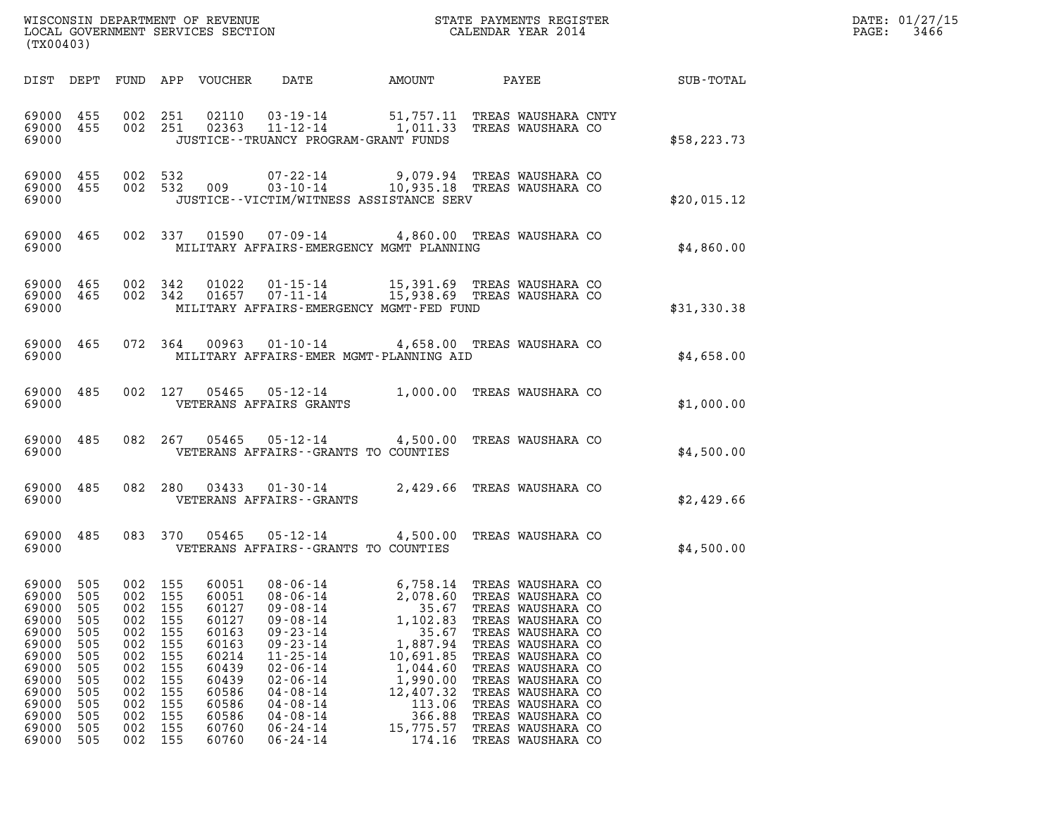WISCONSIN DEPARTMENT OF REVENUE
LOCAL GOVERNMENT SERVICES SECTION
(TX00403)

STATE PAYMENTS REGISTER
CALENDAR YEAR 2014

DATE: 01/27/15
PAGE: 3466

| DIST | DEPT | FUND | APP | VOUCHER | DATE | AMOUNT | PAYEE | SUB-TOTAL |
|---|---|---|---|---|---|---|---|---|
| 69000 | 455 | 002 | 251 | 02110 | 03-19-14 | 51,757.11 | TREAS WAUSHARA CNTY | |
| 69000 | 455 | 002 | 251 | 02363 | 11-12-14 | 1,011.33 | TREAS WAUSHARA CO | |
| 69000 | | | | | JUSTICE--TRUANCY PROGRAM-GRANT FUNDS | | | $58,223.73 |
| 69000 | 455 | 002 | 532 | | 07-22-14 | 9,079.94 | TREAS WAUSHARA CO | |
| 69000 | 455 | 002 | 532 | 009 | 03-10-14 | 10,935.18 | TREAS WAUSHARA CO | |
| 69000 | | | | | JUSTICE--VICTIM/WITNESS ASSISTANCE SERV | | | $20,015.12 |
| 69000 | 465 | 002 | 337 | 01590 | 07-09-14 | 4,860.00 | TREAS WAUSHARA CO | |
| 69000 | | | | | MILITARY AFFAIRS-EMERGENCY MGMT PLANNING | | | $4,860.00 |
| 69000 | 465 | 002 | 342 | 01022 | 01-15-14 | 15,391.69 | TREAS WAUSHARA CO | |
| 69000 | 465 | 002 | 342 | 01657 | 07-11-14 | 15,938.69 | TREAS WAUSHARA CO | |
| 69000 | | | | | MILITARY AFFAIRS-EMERGENCY MGMT-FED FUND | | | $31,330.38 |
| 69000 | 465 | 072 | 364 | 00963 | 01-10-14 | 4,658.00 | TREAS WAUSHARA CO | |
| 69000 | | | | | MILITARY AFFAIRS-EMER MGMT-PLANNING AID | | | $4,658.00 |
| 69000 | 485 | 002 | 127 | 05465 | 05-12-14 | 1,000.00 | TREAS WAUSHARA CO | |
| 69000 | | | | | VETERANS AFFAIRS GRANTS | | | $1,000.00 |
| 69000 | 485 | 082 | 267 | 05465 | 05-12-14 | 4,500.00 | TREAS WAUSHARA CO | |
| 69000 | | | | | VETERANS AFFAIRS--GRANTS TO COUNTIES | | | $4,500.00 |
| 69000 | 485 | 082 | 280 | 03433 | 01-30-14 | 2,429.66 | TREAS WAUSHARA CO | |
| 69000 | | | | | VETERANS AFFAIRS--GRANTS | | | $2,429.66 |
| 69000 | 485 | 083 | 370 | 05465 | 05-12-14 | 4,500.00 | TREAS WAUSHARA CO | |
| 69000 | | | | | VETERANS AFFAIRS--GRANTS TO COUNTIES | | | $4,500.00 |
| 69000 | 505 | 002 | 155 | 60051 | 08-06-14 | 6,758.14 | TREAS WAUSHARA CO | |
| 69000 | 505 | 002 | 155 | 60051 | 08-06-14 | 2,078.60 | TREAS WAUSHARA CO | |
| 69000 | 505 | 002 | 155 | 60127 | 09-08-14 | 35.67 | TREAS WAUSHARA CO | |
| 69000 | 505 | 002 | 155 | 60127 | 09-08-14 | 1,102.83 | TREAS WAUSHARA CO | |
| 69000 | 505 | 002 | 155 | 60163 | 09-23-14 | 35.67 | TREAS WAUSHARA CO | |
| 69000 | 505 | 002 | 155 | 60163 | 09-23-14 | 1,887.94 | TREAS WAUSHARA CO | |
| 69000 | 505 | 002 | 155 | 60214 | 11-25-14 | 10,691.85 | TREAS WAUSHARA CO | |
| 69000 | 505 | 002 | 155 | 60439 | 02-06-14 | 1,044.60 | TREAS WAUSHARA CO | |
| 69000 | 505 | 002 | 155 | 60439 | 02-06-14 | 1,990.00 | TREAS WAUSHARA CO | |
| 69000 | 505 | 002 | 155 | 60586 | 04-08-14 | 12,407.32 | TREAS WAUSHARA CO | |
| 69000 | 505 | 002 | 155 | 60586 | 04-08-14 | 113.06 | TREAS WAUSHARA CO | |
| 69000 | 505 | 002 | 155 | 60586 | 04-08-14 | 366.88 | TREAS WAUSHARA CO | |
| 69000 | 505 | 002 | 155 | 60760 | 06-24-14 | 15,775.57 | TREAS WAUSHARA CO | |
| 69000 | 505 | 002 | 155 | 60760 | 06-24-14 | 174.16 | TREAS WAUSHARA CO | |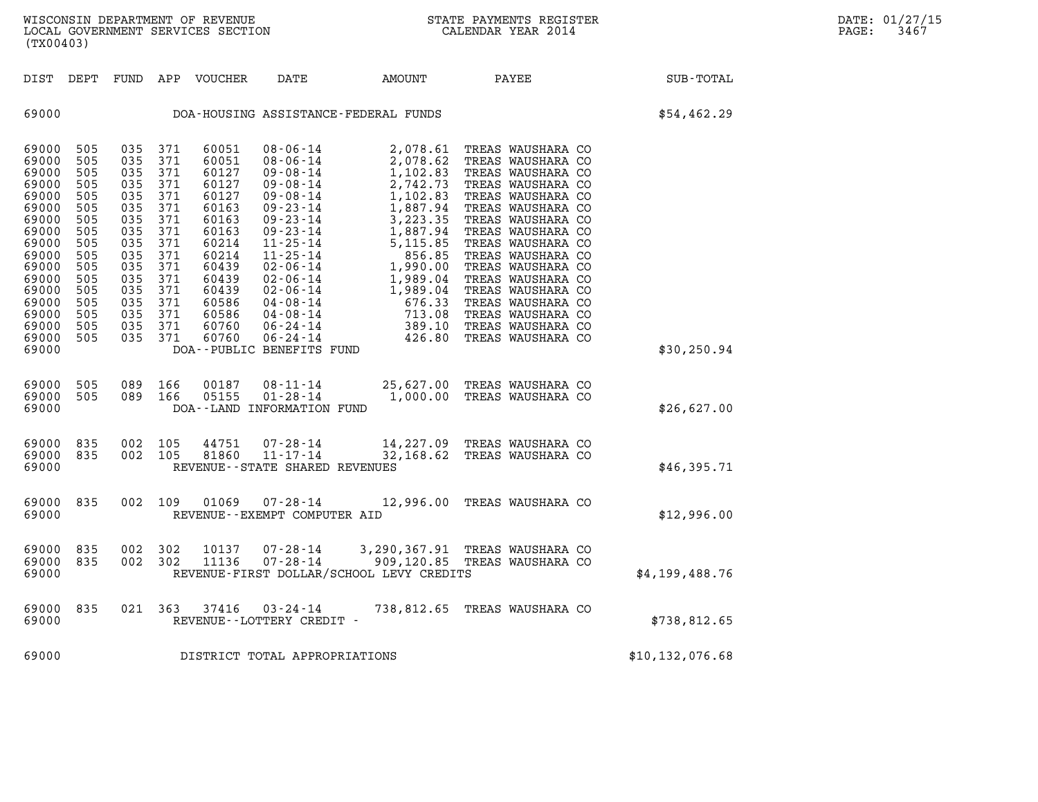| DIST | DEPT | FUND | APP | VOUCHER | DATE | AMOUNT | PAYEE | SUB-TOTAL |
|---|---|---|---|---|---|---|---|---|
| 69000 | | | | DOA-HOUSING ASSISTANCE-FEDERAL FUNDS | | | | $54,462.29 |
| 69000 | 505 | 035 | 371 | 60051 | 08-06-14 | 2,078.61 | TREAS WAUSHARA CO | |
| 69000 | 505 | 035 | 371 | 60051 | 08-06-14 | 2,078.62 | TREAS WAUSHARA CO | |
| 69000 | 505 | 035 | 371 | 60127 | 09-08-14 | 1,102.83 | TREAS WAUSHARA CO | |
| 69000 | 505 | 035 | 371 | 60127 | 09-08-14 | 2,742.73 | TREAS WAUSHARA CO | |
| 69000 | 505 | 035 | 371 | 60127 | 09-08-14 | 1,102.83 | TREAS WAUSHARA CO | |
| 69000 | 505 | 035 | 371 | 60163 | 09-23-14 | 1,887.94 | TREAS WAUSHARA CO | |
| 69000 | 505 | 035 | 371 | 60163 | 09-23-14 | 3,223.35 | TREAS WAUSHARA CO | |
| 69000 | 505 | 035 | 371 | 60163 | 09-23-14 | 1,887.94 | TREAS WAUSHARA CO | |
| 69000 | 505 | 035 | 371 | 60214 | 11-25-14 | 5,115.85 | TREAS WAUSHARA CO | |
| 69000 | 505 | 035 | 371 | 60214 | 11-25-14 | 856.85 | TREAS WAUSHARA CO | |
| 69000 | 505 | 035 | 371 | 60439 | 02-06-14 | 1,990.00 | TREAS WAUSHARA CO | |
| 69000 | 505 | 035 | 371 | 60439 | 02-06-14 | 1,989.04 | TREAS WAUSHARA CO | |
| 69000 | 505 | 035 | 371 | 60439 | 02-06-14 | 1,989.04 | TREAS WAUSHARA CO | |
| 69000 | 505 | 035 | 371 | 60586 | 04-08-14 | 676.33 | TREAS WAUSHARA CO | |
| 69000 | 505 | 035 | 371 | 60586 | 04-08-14 | 713.08 | TREAS WAUSHARA CO | |
| 69000 | 505 | 035 | 371 | 60760 | 06-24-14 | 389.10 | TREAS WAUSHARA CO | |
| 69000 | 505 | 035 | 371 | 60760 | 06-24-14 | 426.80 | TREAS WAUSHARA CO | |
| 69000 | | | | DOA--PUBLIC BENEFITS FUND | | | | $30,250.94 |
| 69000 | 505 | 089 | 166 | 00187 | 08-11-14 | 25,627.00 | TREAS WAUSHARA CO | |
| 69000 | 505 | 089 | 166 | 05155 | 01-28-14 | 1,000.00 | TREAS WAUSHARA CO | |
| 69000 | | | | DOA--LAND INFORMATION FUND | | | | $26,627.00 |
| 69000 | 835 | 002 | 105 | 44751 | 07-28-14 | 14,227.09 | TREAS WAUSHARA CO | |
| 69000 | 835 | 002 | 105 | 81860 | 11-17-14 | 32,168.62 | TREAS WAUSHARA CO | |
| 69000 | | | | REVENUE--STATE SHARED REVENUES | | | | $46,395.71 |
| 69000 | 835 | 002 | 109 | 01069 | 07-28-14 | 12,996.00 | TREAS WAUSHARA CO | |
| 69000 | | | | REVENUE--EXEMPT COMPUTER AID | | | | $12,996.00 |
| 69000 | 835 | 002 | 302 | 10137 | 07-28-14 | 3,290,367.91 | TREAS WAUSHARA CO | |
| 69000 | 835 | 002 | 302 | 11136 | 07-28-14 | 909,120.85 | TREAS WAUSHARA CO | |
| 69000 | | | | REVENUE-FIRST DOLLAR/SCHOOL LEVY CREDITS | | | | $4,199,488.76 |
| 69000 | 835 | 021 | 363 | 37416 | 03-24-14 | 738,812.65 | TREAS WAUSHARA CO | |
| 69000 | | | | REVENUE--LOTTERY CREDIT - | | | | $738,812.65 |
| 69000 | | | | DISTRICT TOTAL APPROPRIATIONS | | | | $10,132,076.68 |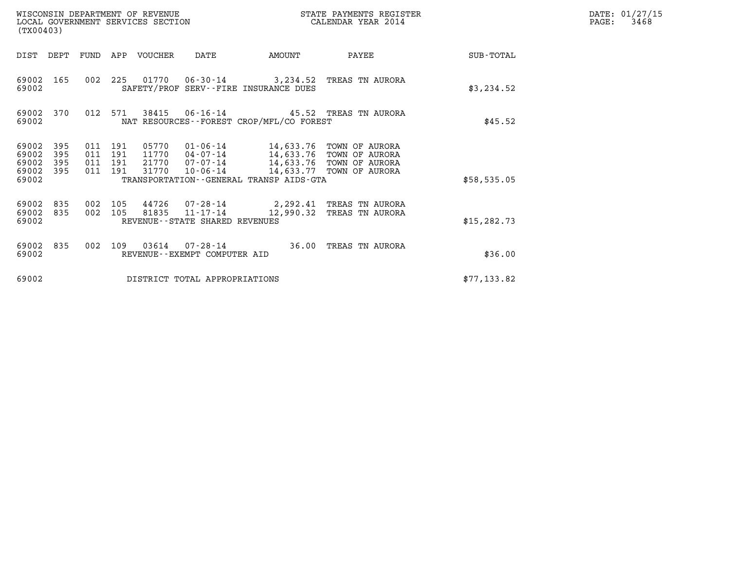WISCONSIN DEPARTMENT OF REVENUE
LOCAL GOVERNMENT SERVICES SECTION
(TX00403)

STATE PAYMENTS REGISTER
CALENDAR YEAR 2014

DATE: 01/27/15
PAGE: 3468

| DIST | DEPT | FUND | APP | VOUCHER | DATE | AMOUNT | PAYEE | SUB-TOTAL |
|---|---|---|---|---|---|---|---|---|
| 69002 | 165 | 002 | 225 | 01770 | 06-30-14 | 3,234.52 | TREAS TN AURORA | |
| 69002 | | | | SAFETY/PROF SERV--FIRE INSURANCE DUES | | | | $3,234.52 |
| 69002 | 370 | 012 | 571 | 38415 | 06-16-14 | 45.52 | TREAS TN AURORA | |
| 69002 | | | | NAT RESOURCES--FOREST CROP/MFL/CO FOREST | | | | $45.52 |
| 69002 | 395 | 011 | 191 | 05770 | 01-06-14 | 14,633.76 | TOWN OF AURORA | |
| 69002 | 395 | 011 | 191 | 11770 | 04-07-14 | 14,633.76 | TOWN OF AURORA | |
| 69002 | 395 | 011 | 191 | 21770 | 07-07-14 | 14,633.76 | TOWN OF AURORA | |
| 69002 | 395 | 011 | 191 | 31770 | 10-06-14 | 14,633.77 | TOWN OF AURORA | |
| 69002 | | | | TRANSPORTATION--GENERAL TRANSP AIDS-GTA | | | | $58,535.05 |
| 69002 | 835 | 002 | 105 | 44726 | 07-28-14 | 2,292.41 | TREAS TN AURORA | |
| 69002 | 835 | 002 | 105 | 81835 | 11-17-14 | 12,990.32 | TREAS TN AURORA | |
| 69002 | | | | REVENUE--STATE SHARED REVENUES | | | | $15,282.73 |
| 69002 | 835 | 002 | 109 | 03614 | 07-28-14 | 36.00 | TREAS TN AURORA | |
| 69002 | | | | REVENUE--EXEMPT COMPUTER AID | | | | $36.00 |
| 69002 | | | | DISTRICT TOTAL APPROPRIATIONS | | | | $77,133.82 |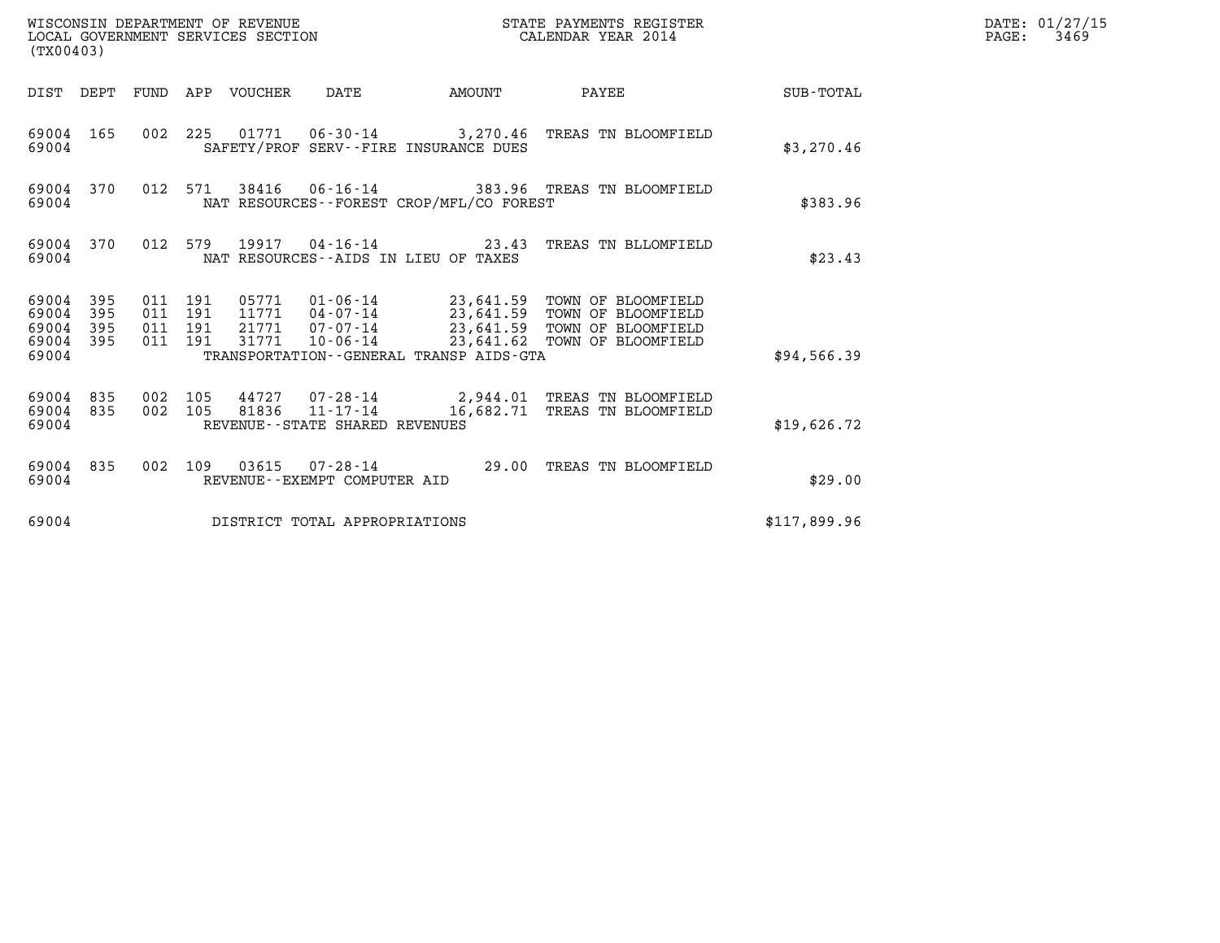WISCONSIN DEPARTMENT OF REVENUE
LOCAL GOVERNMENT SERVICES SECTION
(TX00403)

STATE PAYMENTS REGISTER
CALENDAR YEAR 2014

DATE: 01/27/15
PAGE: 3469

| DIST | DEPT | FUND | APP | VOUCHER | DATE | AMOUNT | PAYEE | SUB-TOTAL |
|---|---|---|---|---|---|---|---|---|
| 69004 | 165 | 002 | 225 | 01771 | 06-30-14 | 3,270.46 | TREAS TN BLOOMFIELD | |
| 69004 | | | | | SAFETY/PROF SERV--FIRE INSURANCE DUES | | | $3,270.46 |
| 69004 | 370 | 012 | 571 | 38416 | 06-16-14 | 383.96 | TREAS TN BLOOMFIELD | |
| 69004 | | | | | NAT RESOURCES--FOREST CROP/MFL/CO FOREST | | | $383.96 |
| 69004 | 370 | 012 | 579 | 19917 | 04-16-14 | 23.43 | TREAS TN BLLOMFIELD | |
| 69004 | | | | | NAT RESOURCES--AIDS IN LIEU OF TAXES | | | $23.43 |
| 69004 | 395 | 011 | 191 | 05771 | 01-06-14 | 23,641.59 | TOWN OF BLOOMFIELD | |
| 69004 | 395 | 011 | 191 | 11771 | 04-07-14 | 23,641.59 | TOWN OF BLOOMFIELD | |
| 69004 | 395 | 011 | 191 | 21771 | 07-07-14 | 23,641.59 | TOWN OF BLOOMFIELD | |
| 69004 | 395 | 011 | 191 | 31771 | 10-06-14 | 23,641.62 | TOWN OF BLOOMFIELD | |
| 69004 | | | | | TRANSPORTATION--GENERAL TRANSP AIDS-GTA | | | $94,566.39 |
| 69004 | 835 | 002 | 105 | 44727 | 07-28-14 | 2,944.01 | TREAS TN BLOOMFIELD | |
| 69004 | 835 | 002 | 105 | 81836 | 11-17-14 | 16,682.71 | TREAS TN BLOOMFIELD | |
| 69004 | | | | | REVENUE--STATE SHARED REVENUES | | | $19,626.72 |
| 69004 | 835 | 002 | 109 | 03615 | 07-28-14 | 29.00 | TREAS TN BLOOMFIELD | |
| 69004 | | | | | REVENUE--EXEMPT COMPUTER AID | | | $29.00 |
| 69004 | | | | | DISTRICT TOTAL APPROPRIATIONS | | | $117,899.96 |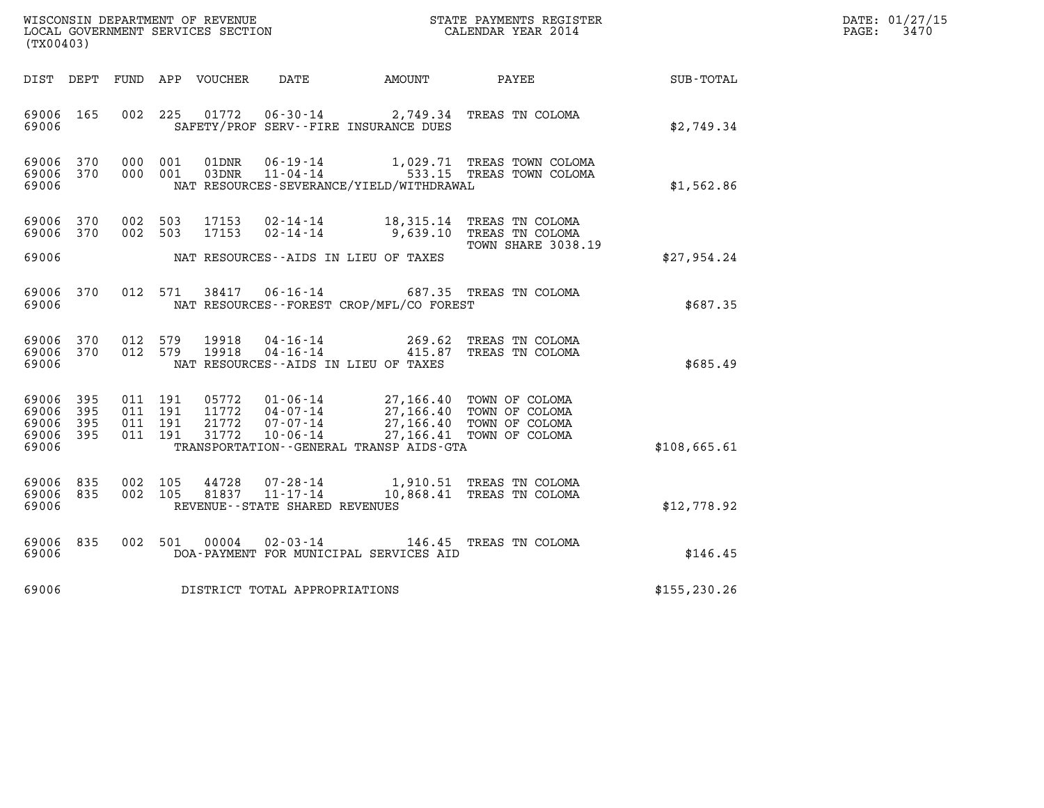WISCONSIN DEPARTMENT OF REVENUE
LOCAL GOVERNMENT SERVICES SECTION
(TX00403)

STATE PAYMENTS REGISTER
CALENDAR YEAR 2014

DATE: 01/27/15
PAGE: 3470

| DIST | DEPT | FUND | APP | VOUCHER | DATE | AMOUNT | PAYEE | SUB-TOTAL |
|---|---|---|---|---|---|---|---|---|
| 69006 | 165 | 002 | 225 | 01772 | 06-30-14 | 2,749.34 | TREAS TN COLOMA | |
| 69006 | | | | | SAFETY/PROF SERV--FIRE INSURANCE DUES | | | $2,749.34 |
| 69006 | 370 | 000 | 001 | 01DNR | 06-19-14 | 1,029.71 | TREAS TOWN COLOMA | |
| 69006 | 370 | 000 | 001 | 03DNR | 11-04-14 | 533.15 | TREAS TOWN COLOMA | |
| 69006 | | | | | NAT RESOURCES-SEVERANCE/YIELD/WITHDRAWAL | | | $1,562.86 |
| 69006 | 370 | 002 | 503 | 17153 | 02-14-14 | 18,315.14 | TREAS TN COLOMA | |
| 69006 | 370 | 002 | 503 | 17153 | 02-14-14 | 9,639.10 | TREAS TN COLOMA TOWN SHARE 3038.19 | |
| 69006 | | | | | NAT RESOURCES--AIDS IN LIEU OF TAXES | | | $27,954.24 |
| 69006 | 370 | 012 | 571 | 38417 | 06-16-14 | 687.35 | TREAS TN COLOMA | |
| 69006 | | | | | NAT RESOURCES--FOREST CROP/MFL/CO FOREST | | | $687.35 |
| 69006 | 370 | 012 | 579 | 19918 | 04-16-14 | 269.62 | TREAS TN COLOMA | |
| 69006 | 370 | 012 | 579 | 19918 | 04-16-14 | 415.87 | TREAS TN COLOMA | |
| 69006 | | | | | NAT RESOURCES--AIDS IN LIEU OF TAXES | | | $685.49 |
| 69006 | 395 | 011 | 191 | 05772 | 01-06-14 | 27,166.40 | TOWN OF COLOMA | |
| 69006 | 395 | 011 | 191 | 11772 | 04-07-14 | 27,166.40 | TOWN OF COLOMA | |
| 69006 | 395 | 011 | 191 | 21772 | 07-07-14 | 27,166.40 | TOWN OF COLOMA | |
| 69006 | 395 | 011 | 191 | 31772 | 10-06-14 | 27,166.41 | TOWN OF COLOMA | |
| 69006 | | | | | TRANSPORTATION--GENERAL TRANSP AIDS-GTA | | | $108,665.61 |
| 69006 | 835 | 002 | 105 | 44728 | 07-28-14 | 1,910.51 | TREAS TN COLOMA | |
| 69006 | 835 | 002 | 105 | 81837 | 11-17-14 | 10,868.41 | TREAS TN COLOMA | |
| 69006 | | | | | REVENUE--STATE SHARED REVENUES | | | $12,778.92 |
| 69006 | 835 | 002 | 501 | 00004 | 02-03-14 | 146.45 | TREAS TN COLOMA | |
| 69006 | | | | | DOA-PAYMENT FOR MUNICIPAL SERVICES AID | | | $146.45 |
| 69006 | | | | | DISTRICT TOTAL APPROPRIATIONS | | | $155,230.26 |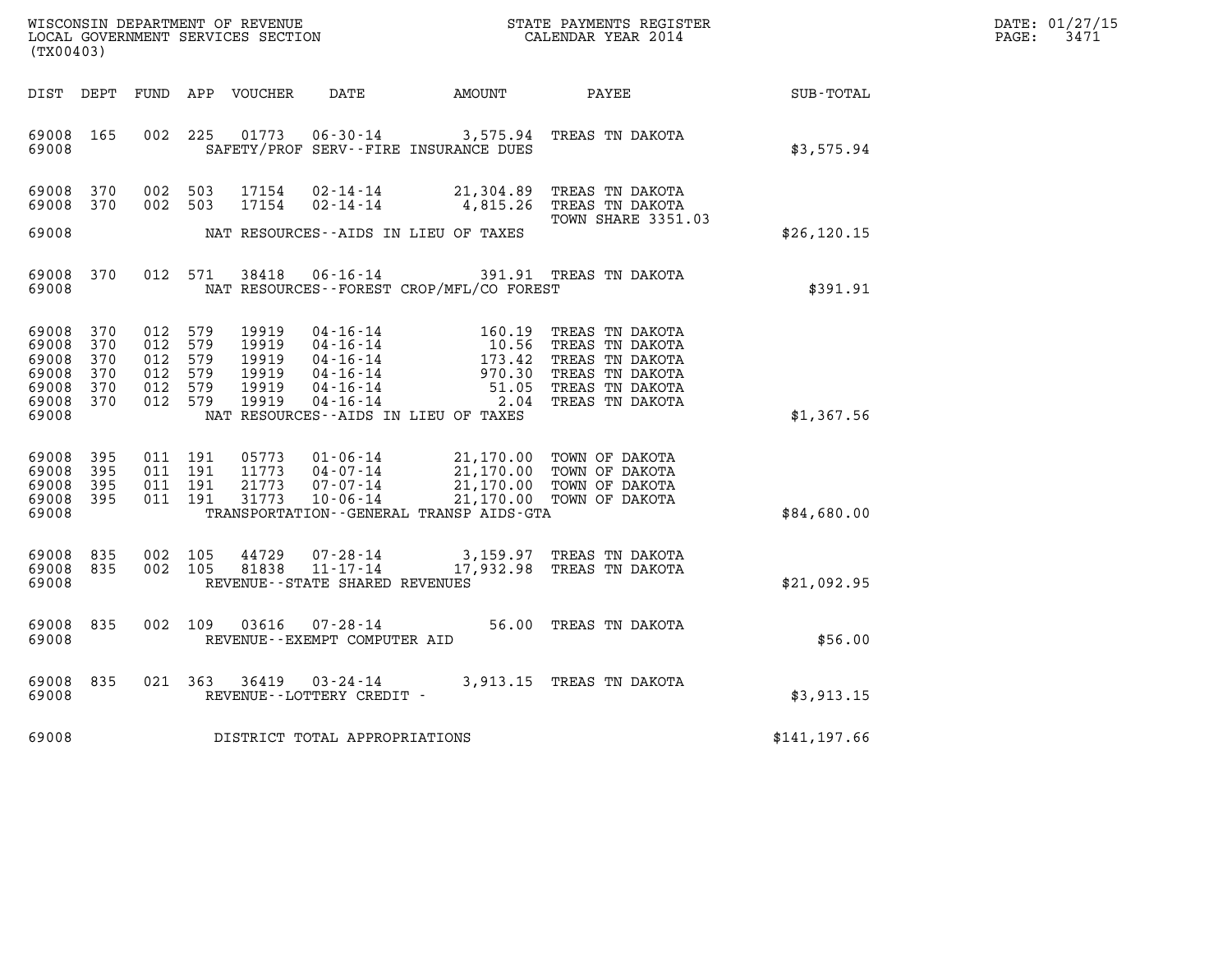WISCONSIN DEPARTMENT OF REVENUE
LOCAL GOVERNMENT SERVICES SECTION
(TX00403)

STATE PAYMENTS REGISTER
CALENDAR YEAR 2014

DATE: 01/27/15
PAGE: 3471

| DIST | DEPT | FUND | APP | VOUCHER | DATE | AMOUNT | PAYEE | SUB-TOTAL |
|---|---|---|---|---|---|---|---|---|
| 69008 | 165 | 002 | 225 | 01773 | 06-30-14 | 3,575.94 | TREAS TN DAKOTA | |
| 69008 | | | | | SAFETY/PROF SERV--FIRE INSURANCE DUES | | | $3,575.94 |
| 69008 | 370 | 002 | 503 | 17154 | 02-14-14 | 21,304.89 | TREAS TN DAKOTA | |
| 69008 | 370 | 002 | 503 | 17154 | 02-14-14 | 4,815.26 | TREAS TN DAKOTA TOWN SHARE 3351.03 | |
| 69008 | | | | | NAT RESOURCES--AIDS IN LIEU OF TAXES | | | $26,120.15 |
| 69008 | 370 | 012 | 571 | 38418 | 06-16-14 | 391.91 | TREAS TN DAKOTA | |
| 69008 | | | | | NAT RESOURCES--FOREST CROP/MFL/CO FOREST | | | $391.91 |
| 69008 | 370 | 012 | 579 | 19919 | 04-16-14 | 160.19 | TREAS TN DAKOTA | |
| 69008 | 370 | 012 | 579 | 19919 | 04-16-14 | 10.56 | TREAS TN DAKOTA | |
| 69008 | 370 | 012 | 579 | 19919 | 04-16-14 | 173.42 | TREAS TN DAKOTA | |
| 69008 | 370 | 012 | 579 | 19919 | 04-16-14 | 970.30 | TREAS TN DAKOTA | |
| 69008 | 370 | 012 | 579 | 19919 | 04-16-14 | 51.05 | TREAS TN DAKOTA | |
| 69008 | 370 | 012 | 579 | 19919 | 04-16-14 | 2.04 | TREAS TN DAKOTA | |
| 69008 | | | | | NAT RESOURCES--AIDS IN LIEU OF TAXES | | | $1,367.56 |
| 69008 | 395 | 011 | 191 | 05773 | 01-06-14 | 21,170.00 | TOWN OF DAKOTA | |
| 69008 | 395 | 011 | 191 | 11773 | 04-07-14 | 21,170.00 | TOWN OF DAKOTA | |
| 69008 | 395 | 011 | 191 | 21773 | 07-07-14 | 21,170.00 | TOWN OF DAKOTA | |
| 69008 | 395 | 011 | 191 | 31773 | 10-06-14 | 21,170.00 | TOWN OF DAKOTA | |
| 69008 | | | | | TRANSPORTATION--GENERAL TRANSP AIDS-GTA | | | $84,680.00 |
| 69008 | 835 | 002 | 105 | 44729 | 07-28-14 | 3,159.97 | TREAS TN DAKOTA | |
| 69008 | 835 | 002 | 105 | 81838 | 11-17-14 | 17,932.98 | TREAS TN DAKOTA | |
| 69008 | | | | | REVENUE--STATE SHARED REVENUES | | | $21,092.95 |
| 69008 | 835 | 002 | 109 | 03616 | 07-28-14 | 56.00 | TREAS TN DAKOTA | |
| 69008 | | | | | REVENUE--EXEMPT COMPUTER AID | | | $56.00 |
| 69008 | 835 | 021 | 363 | 36419 | 03-24-14 | 3,913.15 | TREAS TN DAKOTA | |
| 69008 | | | | | REVENUE--LOTTERY CREDIT - | | | $3,913.15 |
| 69008 | | | | | DISTRICT TOTAL APPROPRIATIONS | | | $141,197.66 |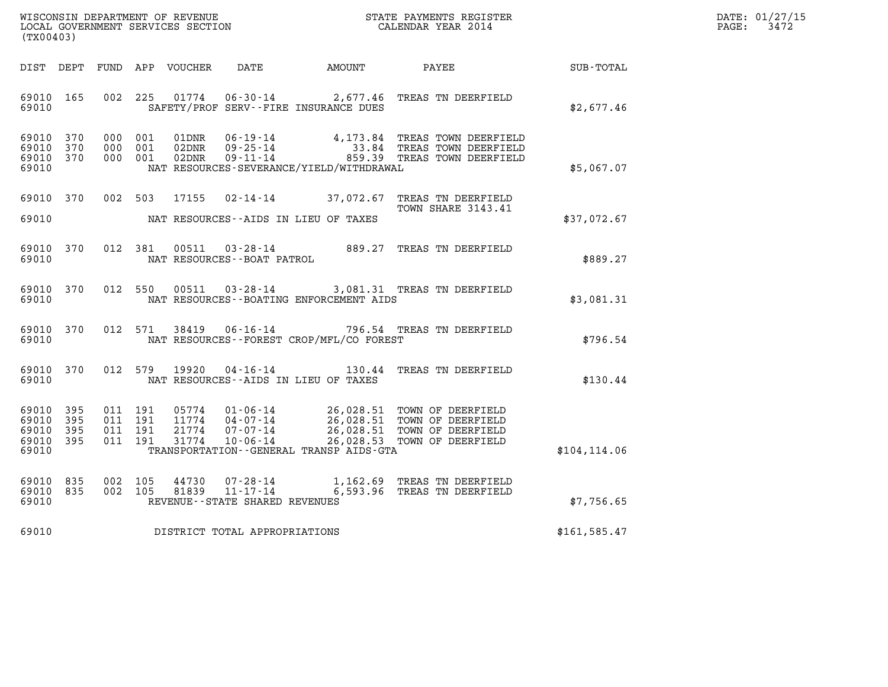WISCONSIN DEPARTMENT OF REVENUE
LOCAL GOVERNMENT SERVICES SECTION
(TX00403)

STATE PAYMENTS REGISTER
CALENDAR YEAR 2014

DATE: 01/27/15
PAGE: 3472

| DIST | DEPT | FUND | APP | VOUCHER | DATE | AMOUNT | PAYEE | SUB-TOTAL |
|---|---|---|---|---|---|---|---|---|
| 69010 | 165 | 002 | 225 | 01774 | 06-30-14 | 2,677.46 | TREAS TN DEERFIELD | |
| 69010 | | | | SAFETY/PROF SERV--FIRE INSURANCE DUES | | | | $2,677.46 |
| 69010 | 370 | 000 | 001 | 01DNR | 06-19-14 | 4,173.84 | TREAS TOWN DEERFIELD | |
| 69010 | 370 | 000 | 001 | 02DNR | 09-25-14 | 33.84 | TREAS TOWN DEERFIELD | |
| 69010 | 370 | 000 | 001 | 02DNR | 09-11-14 | 859.39 | TREAS TOWN DEERFIELD | |
| 69010 | | | | NAT RESOURCES-SEVERANCE/YIELD/WITHDRAWAL | | | | $5,067.07 |
| 69010 | 370 | 002 | 503 | 17155 | 02-14-14 | 37,072.67 | TREAS TN DEERFIELD TOWN SHARE 3143.41 | |
| 69010 | | | | NAT RESOURCES--AIDS IN LIEU OF TAXES | | | | $37,072.67 |
| 69010 | 370 | 012 | 381 | 00511 | 03-28-14 | 889.27 | TREAS TN DEERFIELD | |
| 69010 | | | | NAT RESOURCES--BOAT PATROL | | | | $889.27 |
| 69010 | 370 | 012 | 550 | 00511 | 03-28-14 | 3,081.31 | TREAS TN DEERFIELD | |
| 69010 | | | | NAT RESOURCES--BOATING ENFORCEMENT AIDS | | | | $3,081.31 |
| 69010 | 370 | 012 | 571 | 38419 | 06-16-14 | 796.54 | TREAS TN DEERFIELD | |
| 69010 | | | | NAT RESOURCES--FOREST CROP/MFL/CO FOREST | | | | $796.54 |
| 69010 | 370 | 012 | 579 | 19920 | 04-16-14 | 130.44 | TREAS TN DEERFIELD | |
| 69010 | | | | NAT RESOURCES--AIDS IN LIEU OF TAXES | | | | $130.44 |
| 69010 | 395 | 011 | 191 | 05774 | 01-06-14 | 26,028.51 | TOWN OF DEERFIELD | |
| 69010 | 395 | 011 | 191 | 11774 | 04-07-14 | 26,028.51 | TOWN OF DEERFIELD | |
| 69010 | 395 | 011 | 191 | 21774 | 07-07-14 | 26,028.51 | TOWN OF DEERFIELD | |
| 69010 | 395 | 011 | 191 | 31774 | 10-06-14 | 26,028.53 | TOWN OF DEERFIELD | |
| 69010 | | | | TRANSPORTATION--GENERAL TRANSP AIDS-GTA | | | | $104,114.06 |
| 69010 | 835 | 002 | 105 | 44730 | 07-28-14 | 1,162.69 | TREAS TN DEERFIELD | |
| 69010 | 835 | 002 | 105 | 81839 | 11-17-14 | 6,593.96 | TREAS TN DEERFIELD | |
| 69010 | | | | REVENUE--STATE SHARED REVENUES | | | | $7,756.65 |
| 69010 | | | | DISTRICT TOTAL APPROPRIATIONS | | | | $161,585.47 |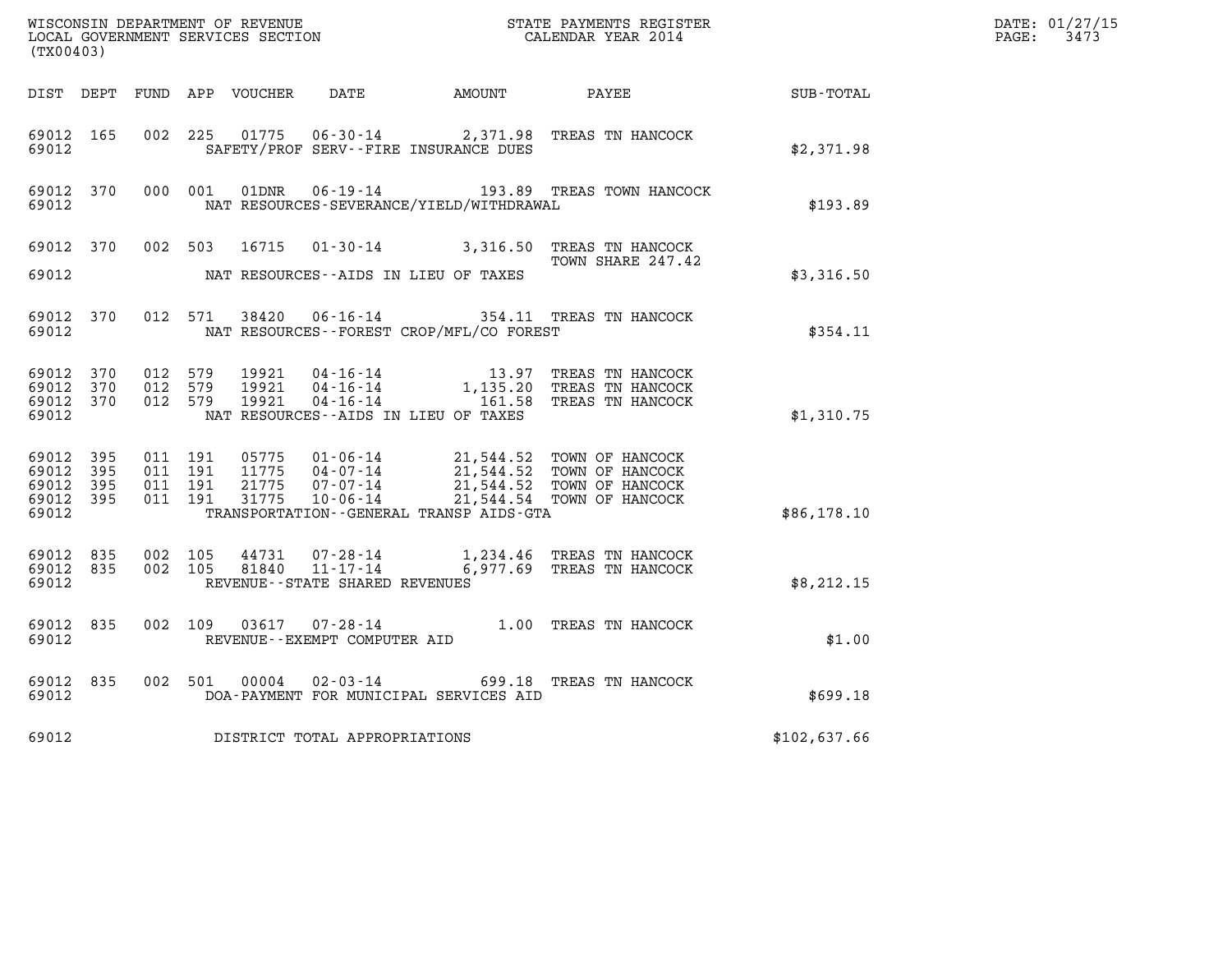WISCONSIN DEPARTMENT OF REVENUE
LOCAL GOVERNMENT SERVICES SECTION
(TX00403)

STATE PAYMENTS REGISTER
CALENDAR YEAR 2014

DATE: 01/27/15
PAGE: 3473

| DIST | DEPT | FUND | APP | VOUCHER | DATE | AMOUNT | PAYEE | SUB-TOTAL |
|---|---|---|---|---|---|---|---|---|
| 69012 | 165 | 002 | 225 | 01775 | 06-30-14 | 2,371.98 | TREAS TN HANCOCK | |
| 69012 | | | | | SAFETY/PROF SERV--FIRE INSURANCE DUES | | | $2,371.98 |
| 69012 | 370 | 000 | 001 | 01DNR | 06-19-14 | 193.89 | TREAS TOWN HANCOCK | |
| 69012 | | | | | NAT RESOURCES-SEVERANCE/YIELD/WITHDRAWAL | | | $193.89 |
| 69012 | 370 | 002 | 503 | 16715 | 01-30-14 | 3,316.50 | TREAS TN HANCOCK TOWN SHARE 247.42 | |
| 69012 | | | | | NAT RESOURCES--AIDS IN LIEU OF TAXES | | | $3,316.50 |
| 69012 | 370 | 012 | 571 | 38420 | 06-16-14 | 354.11 | TREAS TN HANCOCK | |
| 69012 | | | | | NAT RESOURCES--FOREST CROP/MFL/CO FOREST | | | $354.11 |
| 69012 | 370 | 012 | 579 | 19921 | 04-16-14 | 13.97 | TREAS TN HANCOCK | |
| 69012 | 370 | 012 | 579 | 19921 | 04-16-14 | 1,135.20 | TREAS TN HANCOCK | |
| 69012 | 370 | 012 | 579 | 19921 | 04-16-14 | 161.58 | TREAS TN HANCOCK | |
| 69012 | | | | | NAT RESOURCES--AIDS IN LIEU OF TAXES | | | $1,310.75 |
| 69012 | 395 | 011 | 191 | 05775 | 01-06-14 | 21,544.52 | TOWN OF HANCOCK | |
| 69012 | 395 | 011 | 191 | 11775 | 04-07-14 | 21,544.52 | TOWN OF HANCOCK | |
| 69012 | 395 | 011 | 191 | 21775 | 07-07-14 | 21,544.52 | TOWN OF HANCOCK | |
| 69012 | 395 | 011 | 191 | 31775 | 10-06-14 | 21,544.54 | TOWN OF HANCOCK | |
| 69012 | | | | | TRANSPORTATION--GENERAL TRANSP AIDS-GTA | | | $86,178.10 |
| 69012 | 835 | 002 | 105 | 44731 | 07-28-14 | 1,234.46 | TREAS TN HANCOCK | |
| 69012 | 835 | 002 | 105 | 81840 | 11-17-14 | 6,977.69 | TREAS TN HANCOCK | |
| 69012 | | | | | REVENUE--STATE SHARED REVENUES | | | $8,212.15 |
| 69012 | 835 | 002 | 109 | 03617 | 07-28-14 | 1.00 | TREAS TN HANCOCK | |
| 69012 | | | | | REVENUE--EXEMPT COMPUTER AID | | | $1.00 |
| 69012 | 835 | 002 | 501 | 00004 | 02-03-14 | 699.18 | TREAS TN HANCOCK | |
| 69012 | | | | | DOA-PAYMENT FOR MUNICIPAL SERVICES AID | | | $699.18 |
| 69012 | | | | | DISTRICT TOTAL APPROPRIATIONS | | | $102,637.66 |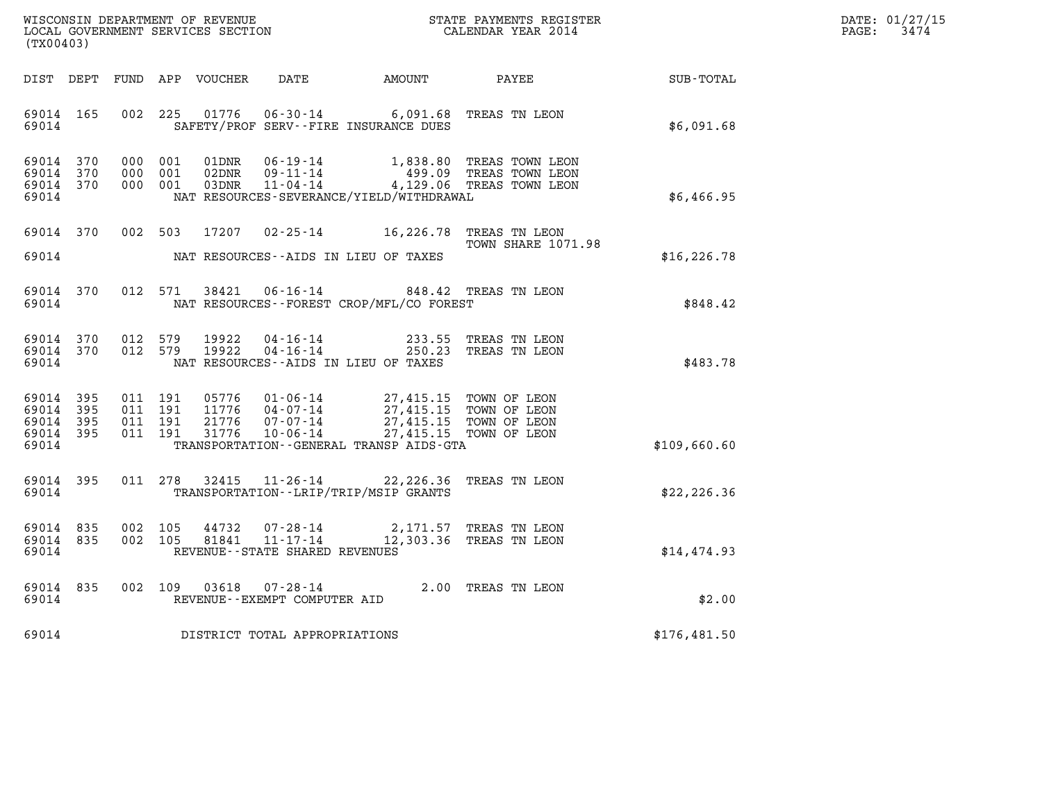WISCONSIN DEPARTMENT OF REVENUE
LOCAL GOVERNMENT SERVICES SECTION
(TX00403)

STATE PAYMENTS REGISTER
CALENDAR YEAR 2014

DATE: 01/27/15
PAGE: 3474

| DIST | DEPT | FUND | APP | VOUCHER | DATE | AMOUNT | PAYEE | SUB-TOTAL |
|---|---|---|---|---|---|---|---|---|
| 69014 | 165 | 002 | 225 | 01776 | 06-30-14 | 6,091.68 | TREAS TN LEON | |
| 69014 | | | | | SAFETY/PROF SERV--FIRE INSURANCE DUES | | | $6,091.68 |
| 69014 | 370 | 000 | 001 | 01DNR | 06-19-14 | 1,838.80 | TREAS TOWN LEON | |
| 69014 | 370 | 000 | 001 | 02DNR | 09-11-14 | 499.09 | TREAS TOWN LEON | |
| 69014 | 370 | 000 | 001 | 03DNR | 11-04-14 | 4,129.06 | TREAS TOWN LEON | |
| 69014 | | | | | NAT RESOURCES-SEVERANCE/YIELD/WITHDRAWAL | | | $6,466.95 |
| 69014 | 370 | 002 | 503 | 17207 | 02-25-14 | 16,226.78 | TREAS TN LEON<br>TOWN SHARE 1071.98 | |
| 69014 | | | | | NAT RESOURCES--AIDS IN LIEU OF TAXES | | | $16,226.78 |
| 69014 | 370 | 012 | 571 | 38421 | 06-16-14 | 848.42 | TREAS TN LEON | |
| 69014 | | | | | NAT RESOURCES--FOREST CROP/MFL/CO FOREST | | | $848.42 |
| 69014 | 370 | 012 | 579 | 19922 | 04-16-14 | 233.55 | TREAS TN LEON | |
| 69014 | 370 | 012 | 579 | 19922 | 04-16-14 | 250.23 | TREAS TN LEON | |
| 69014 | | | | | NAT RESOURCES--AIDS IN LIEU OF TAXES | | | $483.78 |
| 69014 | 395 | 011 | 191 | 05776 | 01-06-14 | 27,415.15 | TOWN OF LEON | |
| 69014 | 395 | 011 | 191 | 11776 | 04-07-14 | 27,415.15 | TOWN OF LEON | |
| 69014 | 395 | 011 | 191 | 21776 | 07-07-14 | 27,415.15 | TOWN OF LEON | |
| 69014 | 395 | 011 | 191 | 31776 | 10-06-14 | 27,415.15 | TOWN OF LEON | |
| 69014 | | | | | TRANSPORTATION--GENERAL TRANSP AIDS-GTA | | | $109,660.60 |
| 69014 | 395 | 011 | 278 | 32415 | 11-26-14 | 22,226.36 | TREAS TN LEON | |
| 69014 | | | | | TRANSPORTATION--LRIP/TRIP/MSIP GRANTS | | | $22,226.36 |
| 69014 | 835 | 002 | 105 | 44732 | 07-28-14 | 2,171.57 | TREAS TN LEON | |
| 69014 | 835 | 002 | 105 | 81841 | 11-17-14 | 12,303.36 | TREAS TN LEON | |
| 69014 | | | | | REVENUE--STATE SHARED REVENUES | | | $14,474.93 |
| 69014 | 835 | 002 | 109 | 03618 | 07-28-14 | 2.00 | TREAS TN LEON | |
| 69014 | | | | | REVENUE--EXEMPT COMPUTER AID | | | $2.00 |
| 69014 | | | | | DISTRICT TOTAL APPROPRIATIONS | | | $176,481.50 |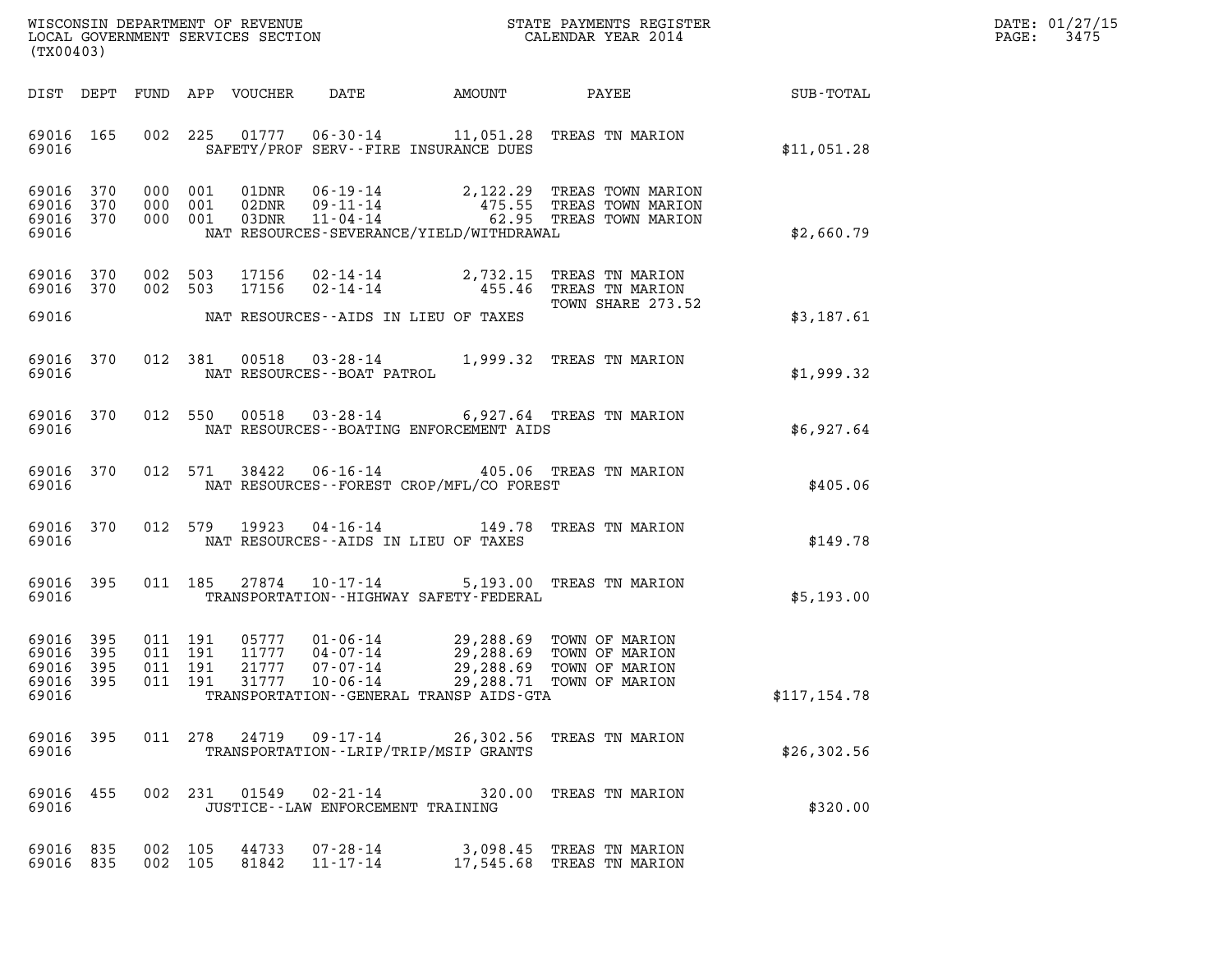WISCONSIN DEPARTMENT OF REVENUE
LOCAL GOVERNMENT SERVICES SECTION
(TX00403)

STATE PAYMENTS REGISTER
CALENDAR YEAR 2014

DATE: 01/27/15
PAGE: 3475

| DIST | DEPT | FUND | APP | VOUCHER | DATE | AMOUNT | PAYEE | SUB-TOTAL |
|---|---|---|---|---|---|---|---|---|
| 69016 | 165 | 002 | 225 | 01777 | 06-30-14 | 11,051.28 | TREAS TN MARION | |
| 69016 | | | | | SAFETY/PROF SERV--FIRE INSURANCE DUES | | | $11,051.28 |
| 69016 | 370 | 000 | 001 | 01DNR | 06-19-14 | 2,122.29 | TREAS TOWN MARION | |
| 69016 | 370 | 000 | 001 | 02DNR | 09-11-14 | 475.55 | TREAS TOWN MARION | |
| 69016 | 370 | 000 | 001 | 03DNR | 11-04-14 | 62.95 | TREAS TOWN MARION | |
| 69016 | | | | | NAT RESOURCES-SEVERANCE/YIELD/WITHDRAWAL | | | $2,660.79 |
| 69016 | 370 | 002 | 503 | 17156 | 02-14-14 | 2,732.15 | TREAS TN MARION | |
| 69016 | 370 | 002 | 503 | 17156 | 02-14-14 | 455.46 | TREAS TN MARION TOWN SHARE 273.52 | |
| 69016 | | | | | NAT RESOURCES--AIDS IN LIEU OF TAXES | | | $3,187.61 |
| 69016 | 370 | 012 | 381 | 00518 | 03-28-14 | 1,999.32 | TREAS TN MARION | |
| 69016 | | | | | NAT RESOURCES--BOAT PATROL | | | $1,999.32 |
| 69016 | 370 | 012 | 550 | 00518 | 03-28-14 | 6,927.64 | TREAS TN MARION | |
| 69016 | | | | | NAT RESOURCES--BOATING ENFORCEMENT AIDS | | | $6,927.64 |
| 69016 | 370 | 012 | 571 | 38422 | 06-16-14 | 405.06 | TREAS TN MARION | |
| 69016 | | | | | NAT RESOURCES--FOREST CROP/MFL/CO FOREST | | | $405.06 |
| 69016 | 370 | 012 | 579 | 19923 | 04-16-14 | 149.78 | TREAS TN MARION | |
| 69016 | | | | | NAT RESOURCES--AIDS IN LIEU OF TAXES | | | $149.78 |
| 69016 | 395 | 011 | 185 | 27874 | 10-17-14 | 5,193.00 | TREAS TN MARION | |
| 69016 | | | | | TRANSPORTATION--HIGHWAY SAFETY-FEDERAL | | | $5,193.00 |
| 69016 | 395 | 011 | 191 | 05777 | 01-06-14 | 29,288.69 | TOWN OF MARION | |
| 69016 | 395 | 011 | 191 | 11777 | 04-07-14 | 29,288.69 | TOWN OF MARION | |
| 69016 | 395 | 011 | 191 | 21777 | 07-07-14 | 29,288.69 | TOWN OF MARION | |
| 69016 | 395 | 011 | 191 | 31777 | 10-06-14 | 29,288.71 | TOWN OF MARION | |
| 69016 | | | | | TRANSPORTATION--GENERAL TRANSP AIDS-GTA | | | $117,154.78 |
| 69016 | 395 | 011 | 278 | 24719 | 09-17-14 | 26,302.56 | TREAS TN MARION | |
| 69016 | | | | | TRANSPORTATION--LRIP/TRIP/MSIP GRANTS | | | $26,302.56 |
| 69016 | 455 | 002 | 231 | 01549 | 02-21-14 | 320.00 | TREAS TN MARION | |
| 69016 | | | | | JUSTICE--LAW ENFORCEMENT TRAINING | | | $320.00 |
| 69016 | 835 | 002 | 105 | 44733 | 07-28-14 | 3,098.45 | TREAS TN MARION | |
| 69016 | 835 | 002 | 105 | 81842 | 11-17-14 | 17,545.68 | TREAS TN MARION | |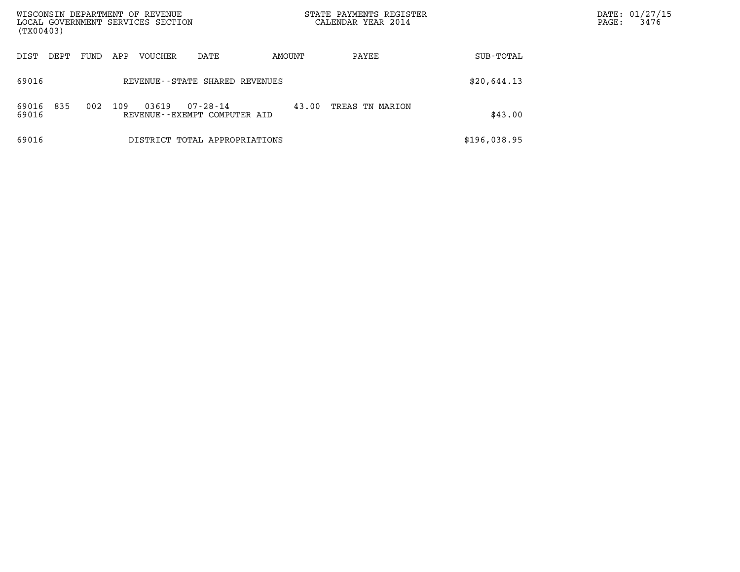WISCONSIN DEPARTMENT OF REVENUE
LOCAL GOVERNMENT SERVICES SECTION
(TX00403)

STATE PAYMENTS REGISTER
CALENDAR YEAR 2014

DATE: 01/27/15
PAGE: 3476

| DIST | DEPT | FUND | APP | VOUCHER | DATE | AMOUNT | PAYEE | SUB-TOTAL |
|---|---|---|---|---|---|---|---|---|
| 69016 | | | | REVENUE--STATE SHARED REVENUES | | | | $20,644.13 |
| 69016 | 835 | 002 | 109 | 03619 | 07-28-14 | 43.00 | TREAS TN MARION | |
| 69016 | | | | REVENUE--EXEMPT COMPUTER AID | | | | $43.00 |
| 69016 | | | | DISTRICT TOTAL APPROPRIATIONS | | | | $196,038.95 |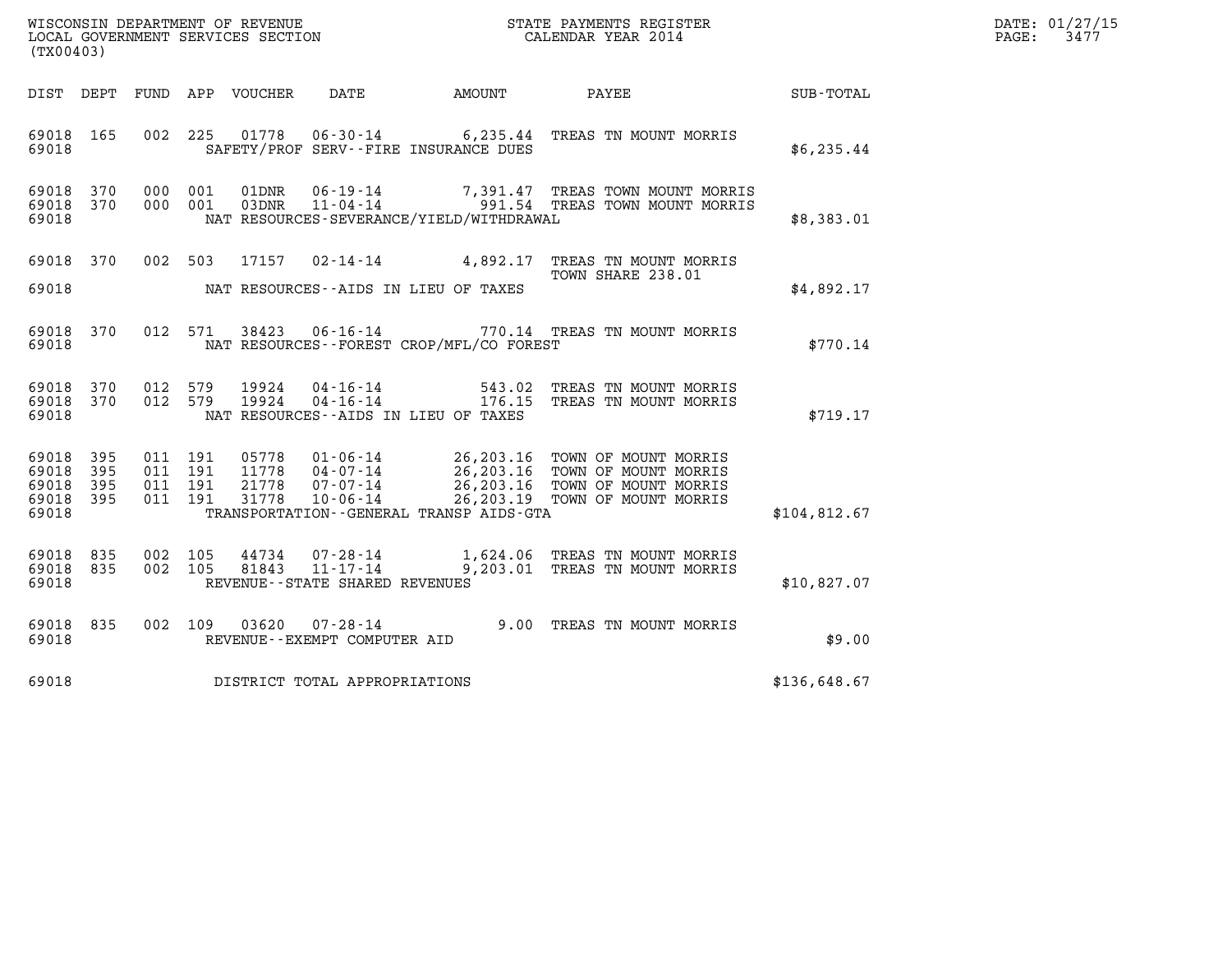WISCONSIN DEPARTMENT OF REVENUE
LOCAL GOVERNMENT SERVICES SECTION
(TX00403)

STATE PAYMENTS REGISTER
CALENDAR YEAR 2014

DATE: 01/27/15
PAGE: 3477

| DIST | DEPT | FUND | APP | VOUCHER | DATE | AMOUNT | PAYEE | SUB-TOTAL |
|---|---|---|---|---|---|---|---|---|
| 69018 | 165 | 002 | 225 | 01778 | 06-30-14 | 6,235.44 | TREAS TN MOUNT MORRIS | |
| 69018 | | | | | SAFETY/PROF SERV--FIRE INSURANCE DUES | | | $6,235.44 |
| 69018 | 370 | 000 | 001 | 01DNR | 06-19-14 | 7,391.47 | TREAS TOWN MOUNT MORRIS | |
| 69018 | 370 | 000 | 001 | 03DNR | 11-04-14 | 991.54 | TREAS TOWN MOUNT MORRIS | |
| 69018 | | | | | NAT RESOURCES-SEVERANCE/YIELD/WITHDRAWAL | | | $8,383.01 |
| 69018 | 370 | 002 | 503 | 17157 | 02-14-14 | 4,892.17 | TREAS TN MOUNT MORRIS TOWN SHARE 238.01 | |
| 69018 | | | | | NAT RESOURCES--AIDS IN LIEU OF TAXES | | | $4,892.17 |
| 69018 | 370 | 012 | 571 | 38423 | 06-16-14 | 770.14 | TREAS TN MOUNT MORRIS | |
| 69018 | | | | | NAT RESOURCES--FOREST CROP/MFL/CO FOREST | | | $770.14 |
| 69018 | 370 | 012 | 579 | 19924 | 04-16-14 | 543.02 | TREAS TN MOUNT MORRIS | |
| 69018 | 370 | 012 | 579 | 19924 | 04-16-14 | 176.15 | TREAS TN MOUNT MORRIS | |
| 69018 | | | | | NAT RESOURCES--AIDS IN LIEU OF TAXES | | | $719.17 |
| 69018 | 395 | 011 | 191 | 05778 | 01-06-14 | 26,203.16 | TOWN OF MOUNT MORRIS | |
| 69018 | 395 | 011 | 191 | 11778 | 04-07-14 | 26,203.16 | TOWN OF MOUNT MORRIS | |
| 69018 | 395 | 011 | 191 | 21778 | 07-07-14 | 26,203.16 | TOWN OF MOUNT MORRIS | |
| 69018 | 395 | 011 | 191 | 31778 | 10-06-14 | 26,203.19 | TOWN OF MOUNT MORRIS | |
| 69018 | | | | | TRANSPORTATION--GENERAL TRANSP AIDS-GTA | | | $104,812.67 |
| 69018 | 835 | 002 | 105 | 44734 | 07-28-14 | 1,624.06 | TREAS TN MOUNT MORRIS | |
| 69018 | 835 | 002 | 105 | 81843 | 11-17-14 | 9,203.01 | TREAS TN MOUNT MORRIS | |
| 69018 | | | | | REVENUE--STATE SHARED REVENUES | | | $10,827.07 |
| 69018 | 835 | 002 | 109 | 03620 | 07-28-14 | 9.00 | TREAS TN MOUNT MORRIS | |
| 69018 | | | | | REVENUE--EXEMPT COMPUTER AID | | | $9.00 |
| 69018 | | | | | DISTRICT TOTAL APPROPRIATIONS | | | $136,648.67 |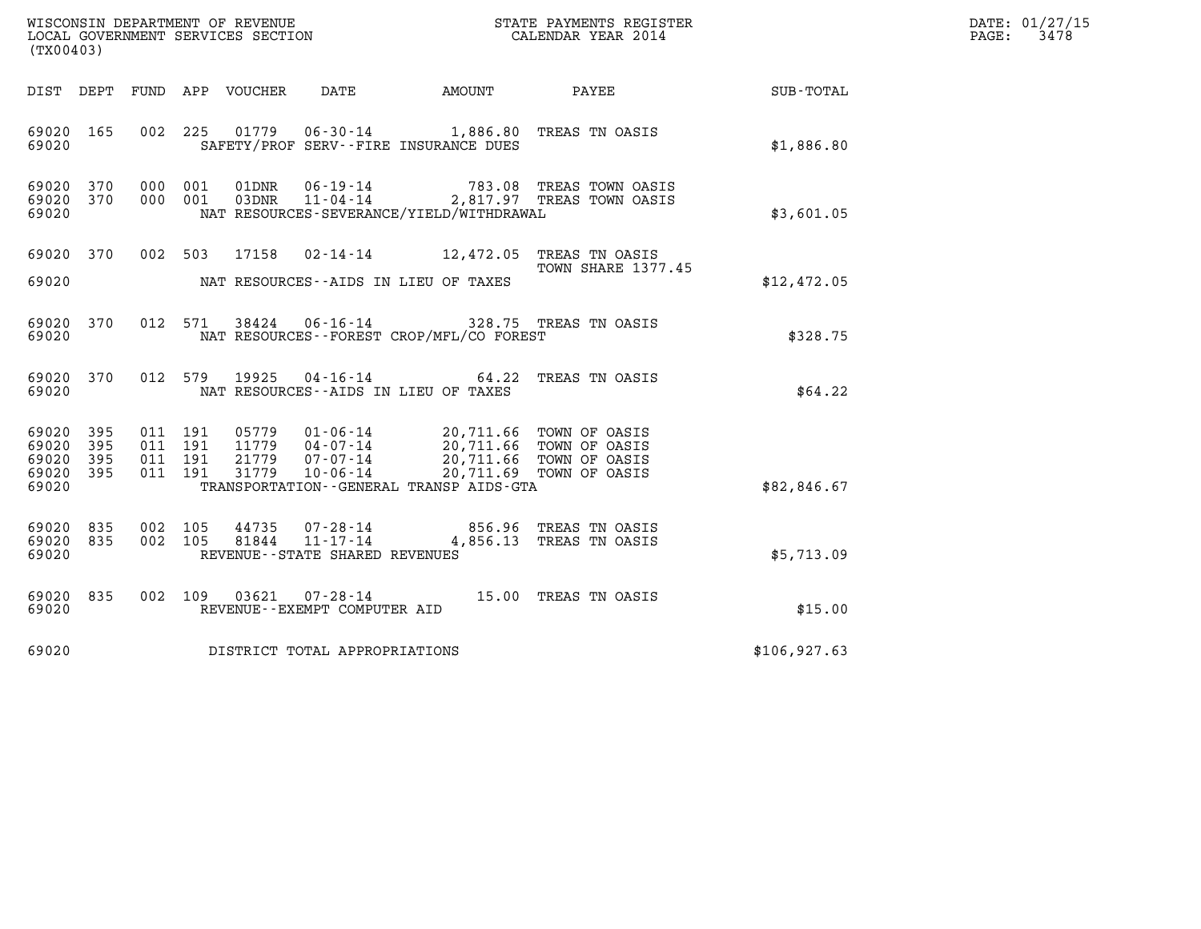WISCONSIN DEPARTMENT OF REVENUE
LOCAL GOVERNMENT SERVICES SECTION
(TX00403)

STATE PAYMENTS REGISTER
CALENDAR YEAR 2014

DATE: 01/27/15
PAGE: 3478

| DIST | DEPT | FUND | APP | VOUCHER | DATE | AMOUNT | PAYEE | SUB-TOTAL |
|---|---|---|---|---|---|---|---|---|
| 69020 | 165 | 002 | 225 | 01779 | 06-30-14 | 1,886.80 | TREAS TN OASIS | |
| 69020 | | | | SAFETY/PROF SERV--FIRE INSURANCE DUES | | | | $1,886.80 |
| 69020 | 370 | 000 | 001 | 01DNR | 06-19-14 | 783.08 | TREAS TOWN OASIS | |
| 69020 | 370 | 000 | 001 | 03DNR | 11-04-14 | 2,817.97 | TREAS TOWN OASIS | |
| 69020 | | | | NAT RESOURCES-SEVERANCE/YIELD/WITHDRAWAL | | | | $3,601.05 |
| 69020 | 370 | 002 | 503 | 17158 | 02-14-14 | 12,472.05 | TREAS TN OASIS TOWN SHARE 1377.45 | |
| 69020 | | | | NAT RESOURCES--AIDS IN LIEU OF TAXES | | | | $12,472.05 |
| 69020 | 370 | 012 | 571 | 38424 | 06-16-14 | 328.75 | TREAS TN OASIS | |
| 69020 | | | | NAT RESOURCES--FOREST CROP/MFL/CO FOREST | | | | $328.75 |
| 69020 | 370 | 012 | 579 | 19925 | 04-16-14 | 64.22 | TREAS TN OASIS | |
| 69020 | | | | NAT RESOURCES--AIDS IN LIEU OF TAXES | | | | $64.22 |
| 69020 | 395 | 011 | 191 | 05779 | 01-06-14 | 20,711.66 | TOWN OF OASIS | |
| 69020 | 395 | 011 | 191 | 11779 | 04-07-14 | 20,711.66 | TOWN OF OASIS | |
| 69020 | 395 | 011 | 191 | 21779 | 07-07-14 | 20,711.66 | TOWN OF OASIS | |
| 69020 | 395 | 011 | 191 | 31779 | 10-06-14 | 20,711.69 | TOWN OF OASIS | |
| 69020 | | | | TRANSPORTATION--GENERAL TRANSP AIDS-GTA | | | | $82,846.67 |
| 69020 | 835 | 002 | 105 | 44735 | 07-28-14 | 856.96 | TREAS TN OASIS | |
| 69020 | 835 | 002 | 105 | 81844 | 11-17-14 | 4,856.13 | TREAS TN OASIS | |
| 69020 | | | | REVENUE--STATE SHARED REVENUES | | | | $5,713.09 |
| 69020 | 835 | 002 | 109 | 03621 | 07-28-14 | 15.00 | TREAS TN OASIS | |
| 69020 | | | | REVENUE--EXEMPT COMPUTER AID | | | | $15.00 |
| 69020 | | | | DISTRICT TOTAL APPROPRIATIONS | | | | $106,927.63 |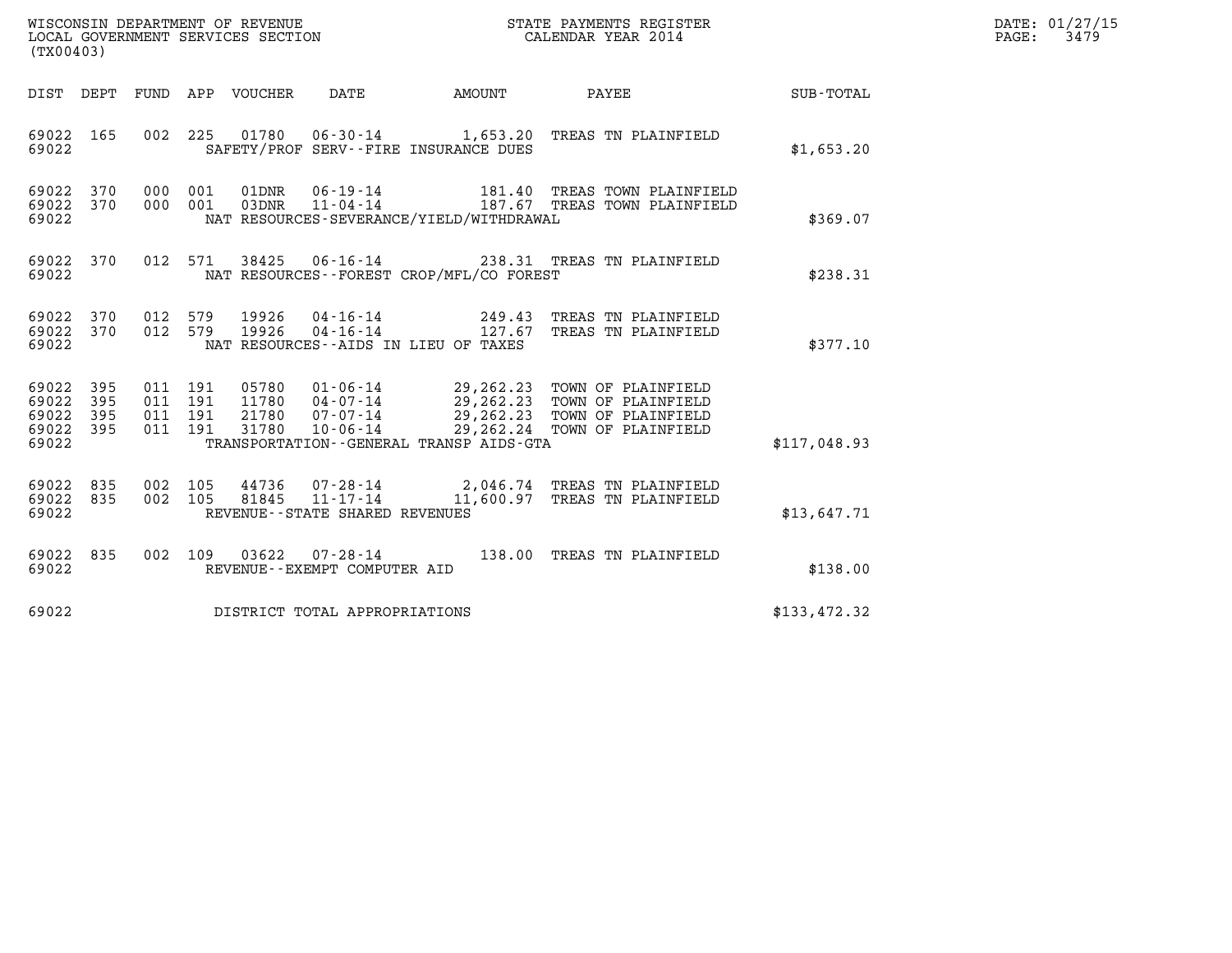WISCONSIN DEPARTMENT OF REVENUE
LOCAL GOVERNMENT SERVICES SECTION
(TX00403)

STATE PAYMENTS REGISTER
CALENDAR YEAR 2014

DATE: 01/27/15
PAGE: 3479

| DIST | DEPT | FUND | APP | VOUCHER | DATE | AMOUNT | PAYEE | SUB-TOTAL |
|---|---|---|---|---|---|---|---|---|
| 69022 | 165 | 002 | 225 | 01780 | 06-30-14 | 1,653.20 | TREAS TN PLAINFIELD | |
| 69022 | | | | | SAFETY/PROF SERV--FIRE INSURANCE DUES | | | $1,653.20 |
| 69022 | 370 | 000 | 001 | 01DNR | 06-19-14 | 181.40 | TREAS TOWN PLAINFIELD | |
| 69022 | 370 | 000 | 001 | 03DNR | 11-04-14 | 187.67 | TREAS TOWN PLAINFIELD | |
| 69022 | | | | | NAT RESOURCES-SEVERANCE/YIELD/WITHDRAWAL | | | $369.07 |
| 69022 | 370 | 012 | 571 | 38425 | 06-16-14 | 238.31 | TREAS TN PLAINFIELD | |
| 69022 | | | | | NAT RESOURCES--FOREST CROP/MFL/CO FOREST | | | $238.31 |
| 69022 | 370 | 012 | 579 | 19926 | 04-16-14 | 249.43 | TREAS TN PLAINFIELD | |
| 69022 | 370 | 012 | 579 | 19926 | 04-16-14 | 127.67 | TREAS TN PLAINFIELD | |
| 69022 | | | | | NAT RESOURCES--AIDS IN LIEU OF TAXES | | | $377.10 |
| 69022 | 395 | 011 | 191 | 05780 | 01-06-14 | 29,262.23 | TOWN OF PLAINFIELD | |
| 69022 | 395 | 011 | 191 | 11780 | 04-07-14 | 29,262.23 | TOWN OF PLAINFIELD | |
| 69022 | 395 | 011 | 191 | 21780 | 07-07-14 | 29,262.23 | TOWN OF PLAINFIELD | |
| 69022 | 395 | 011 | 191 | 31780 | 10-06-14 | 29,262.24 | TOWN OF PLAINFIELD | |
| 69022 | | | | | TRANSPORTATION--GENERAL TRANSP AIDS-GTA | | | $117,048.93 |
| 69022 | 835 | 002 | 105 | 44736 | 07-28-14 | 2,046.74 | TREAS TN PLAINFIELD | |
| 69022 | 835 | 002 | 105 | 81845 | 11-17-14 | 11,600.97 | TREAS TN PLAINFIELD | |
| 69022 | | | | | REVENUE--STATE SHARED REVENUES | | | $13,647.71 |
| 69022 | 835 | 002 | 109 | 03622 | 07-28-14 | 138.00 | TREAS TN PLAINFIELD | |
| 69022 | | | | | REVENUE--EXEMPT COMPUTER AID | | | $138.00 |
| 69022 | | | | | DISTRICT TOTAL APPROPRIATIONS | | | $133,472.32 |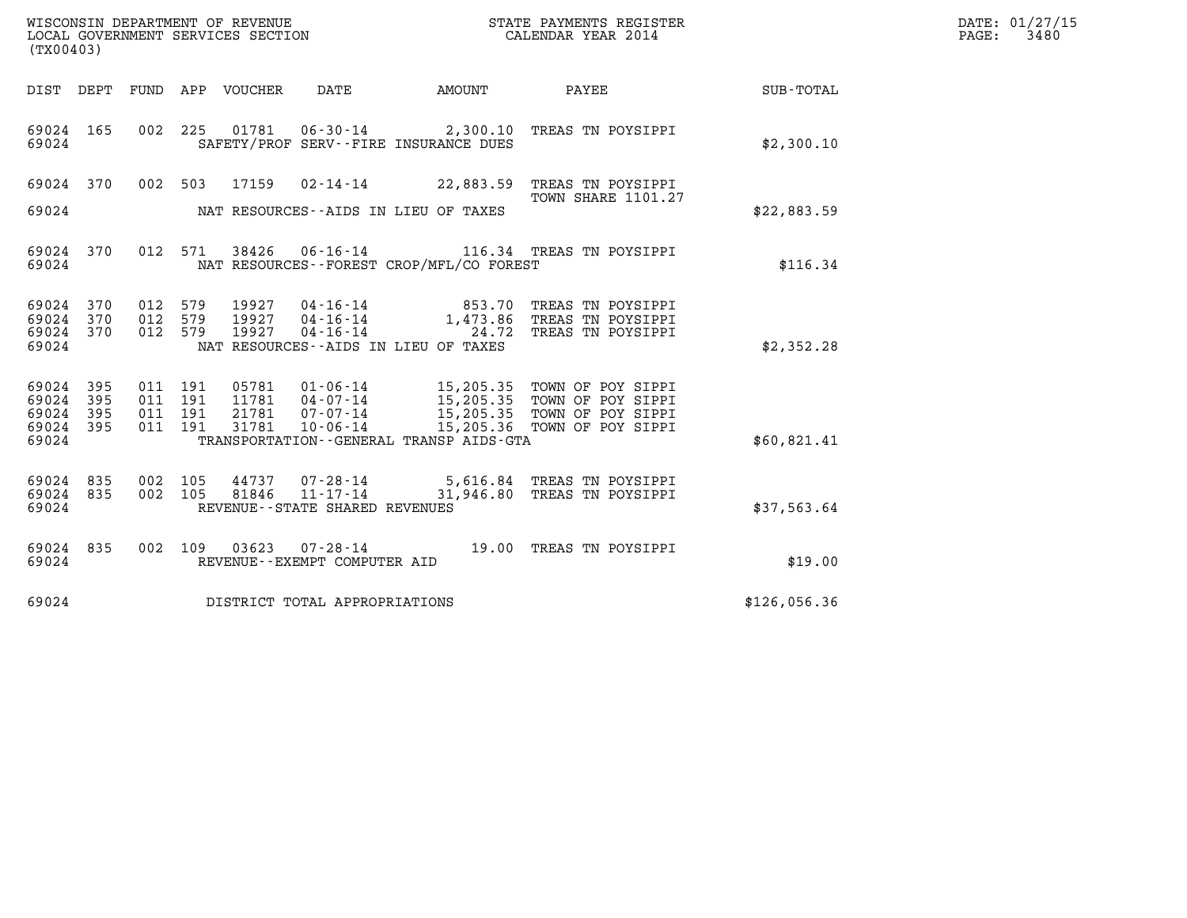WISCONSIN DEPARTMENT OF REVENUE
LOCAL GOVERNMENT SERVICES SECTION
(TX00403)

STATE PAYMENTS REGISTER
CALENDAR YEAR 2014

| DIST | DEPT | FUND | APP | VOUCHER | DATE | AMOUNT | PAYEE | SUB-TOTAL |
|---|---|---|---|---|---|---|---|---|
| 69024 | 165 | 002 | 225 | 01781 | 06-30-14 | 2,300.10 | TREAS TN POYSIPPI | |
| 69024 | | | | | SAFETY/PROF SERV--FIRE INSURANCE DUES | | | $2,300.10 |
| 69024 | 370 | 002 | 503 | 17159 | 02-14-14 | 22,883.59 | TREAS TN POYSIPPI TOWN SHARE 1101.27 | |
| 69024 | | | | | NAT RESOURCES--AIDS IN LIEU OF TAXES | | | $22,883.59 |
| 69024 | 370 | 012 | 571 | 38426 | 06-16-14 | 116.34 | TREAS TN POYSIPPI | |
| 69024 | | | | | NAT RESOURCES--FOREST CROP/MFL/CO FOREST | | | $116.34 |
| 69024 | 370 | 012 | 579 | 19927 | 04-16-14 | 853.70 | TREAS TN POYSIPPI | |
| 69024 | 370 | 012 | 579 | 19927 | 04-16-14 | 1,473.86 | TREAS TN POYSIPPI | |
| 69024 | 370 | 012 | 579 | 19927 | 04-16-14 | 24.72 | TREAS TN POYSIPPI | |
| 69024 | | | | | NAT RESOURCES--AIDS IN LIEU OF TAXES | | | $2,352.28 |
| 69024 | 395 | 011 | 191 | 05781 | 01-06-14 | 15,205.35 | TOWN OF POY SIPPI | |
| 69024 | 395 | 011 | 191 | 11781 | 04-07-14 | 15,205.35 | TOWN OF POY SIPPI | |
| 69024 | 395 | 011 | 191 | 21781 | 07-07-14 | 15,205.35 | TOWN OF POY SIPPI | |
| 69024 | 395 | 011 | 191 | 31781 | 10-06-14 | 15,205.36 | TOWN OF POY SIPPI | |
| 69024 | | | | | TRANSPORTATION--GENERAL TRANSP AIDS-GTA | | | $60,821.41 |
| 69024 | 835 | 002 | 105 | 44737 | 07-28-14 | 5,616.84 | TREAS TN POYSIPPI | |
| 69024 | 835 | 002 | 105 | 81846 | 11-17-14 | 31,946.80 | TREAS TN POYSIPPI | |
| 69024 | | | | | REVENUE--STATE SHARED REVENUES | | | $37,563.64 |
| 69024 | 835 | 002 | 109 | 03623 | 07-28-14 | 19.00 | TREAS TN POYSIPPI | |
| 69024 | | | | | REVENUE--EXEMPT COMPUTER AID | | | $19.00 |
| 69024 | | | | | DISTRICT TOTAL APPROPRIATIONS | | | $126,056.36 |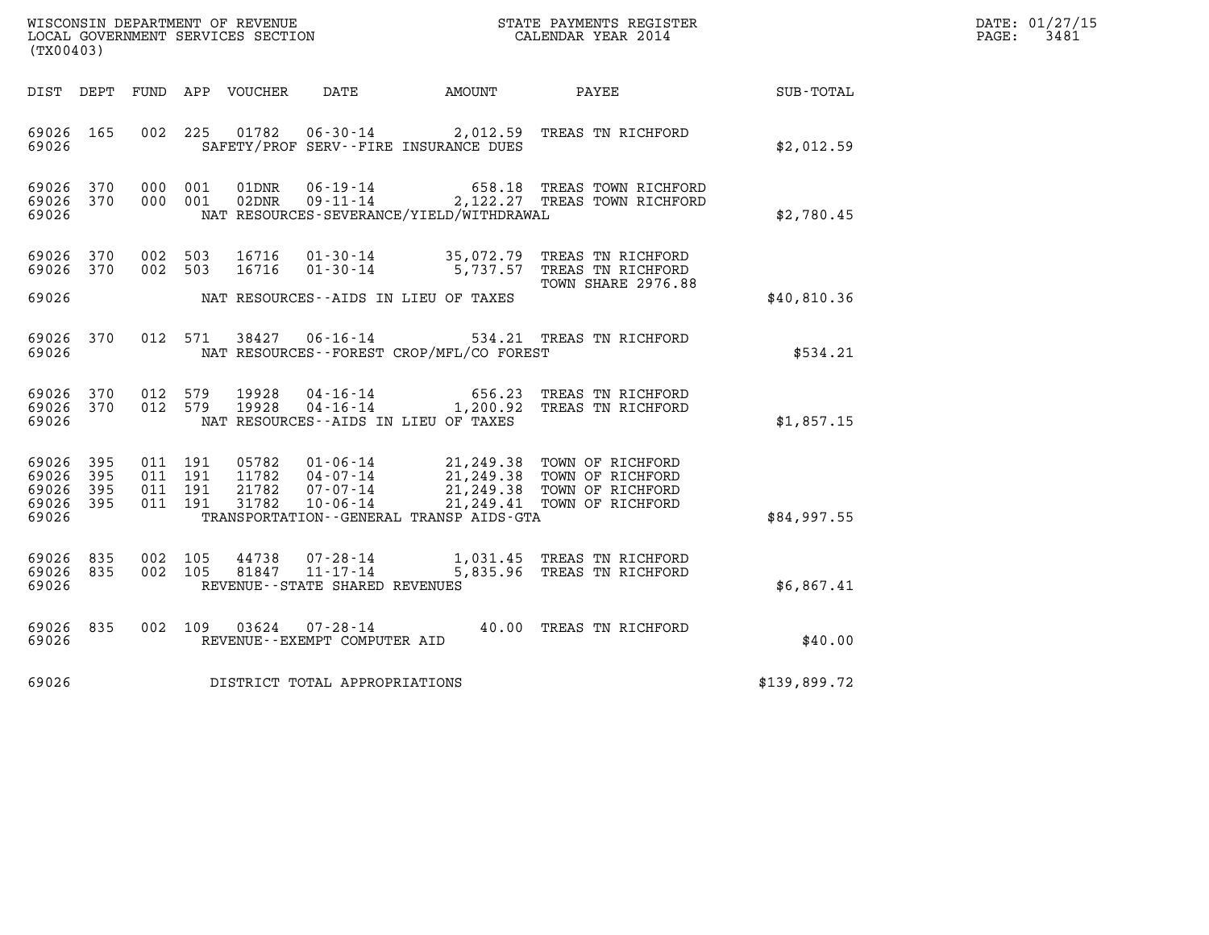WISCONSIN DEPARTMENT OF REVENUE
LOCAL GOVERNMENT SERVICES SECTION
(TX00403)

STATE PAYMENTS REGISTER
CALENDAR YEAR 2014

DATE: 01/27/15
PAGE: 3481

| DIST | DEPT | FUND | APP | VOUCHER | DATE | AMOUNT | PAYEE | SUB-TOTAL |
|---|---|---|---|---|---|---|---|---|
| 69026 | 165 | 002 | 225 | 01782 | 06-30-14 | 2,012.59 | TREAS TN RICHFORD | |
| 69026 | | | | | SAFETY/PROF SERV--FIRE INSURANCE DUES | | | $2,012.59 |
| 69026 | 370 | 000 | 001 | 01DNR | 06-19-14 | 658.18 | TREAS TOWN RICHFORD | |
| 69026 | 370 | 000 | 001 | 02DNR | 09-11-14 | 2,122.27 | TREAS TOWN RICHFORD | |
| 69026 | | | | | NAT RESOURCES-SEVERANCE/YIELD/WITHDRAWAL | | | $2,780.45 |
| 69026 | 370 | 002 | 503 | 16716 | 01-30-14 | 35,072.79 | TREAS TN RICHFORD | |
| 69026 | 370 | 002 | 503 | 16716 | 01-30-14 | 5,737.57 | TREAS TN RICHFORD TOWN SHARE 2976.88 | |
| 69026 | | | | | NAT RESOURCES--AIDS IN LIEU OF TAXES | | | $40,810.36 |
| 69026 | 370 | 012 | 571 | 38427 | 06-16-14 | 534.21 | TREAS TN RICHFORD | |
| 69026 | | | | | NAT RESOURCES--FOREST CROP/MFL/CO FOREST | | | $534.21 |
| 69026 | 370 | 012 | 579 | 19928 | 04-16-14 | 656.23 | TREAS TN RICHFORD | |
| 69026 | 370 | 012 | 579 | 19928 | 04-16-14 | 1,200.92 | TREAS TN RICHFORD | |
| 69026 | | | | | NAT RESOURCES--AIDS IN LIEU OF TAXES | | | $1,857.15 |
| 69026 | 395 | 011 | 191 | 05782 | 01-06-14 | 21,249.38 | TOWN OF RICHFORD | |
| 69026 | 395 | 011 | 191 | 11782 | 04-07-14 | 21,249.38 | TOWN OF RICHFORD | |
| 69026 | 395 | 011 | 191 | 21782 | 07-07-14 | 21,249.38 | TOWN OF RICHFORD | |
| 69026 | 395 | 011 | 191 | 31782 | 10-06-14 | 21,249.41 | TOWN OF RICHFORD | |
| 69026 | | | | | TRANSPORTATION--GENERAL TRANSP AIDS-GTA | | | $84,997.55 |
| 69026 | 835 | 002 | 105 | 44738 | 07-28-14 | 1,031.45 | TREAS TN RICHFORD | |
| 69026 | 835 | 002 | 105 | 81847 | 11-17-14 | 5,835.96 | TREAS TN RICHFORD | |
| 69026 | | | | | REVENUE--STATE SHARED REVENUES | | | $6,867.41 |
| 69026 | 835 | 002 | 109 | 03624 | 07-28-14 | 40.00 | TREAS TN RICHFORD | |
| 69026 | | | | | REVENUE--EXEMPT COMPUTER AID | | | $40.00 |
| 69026 | | | | | DISTRICT TOTAL APPROPRIATIONS | | | $139,899.72 |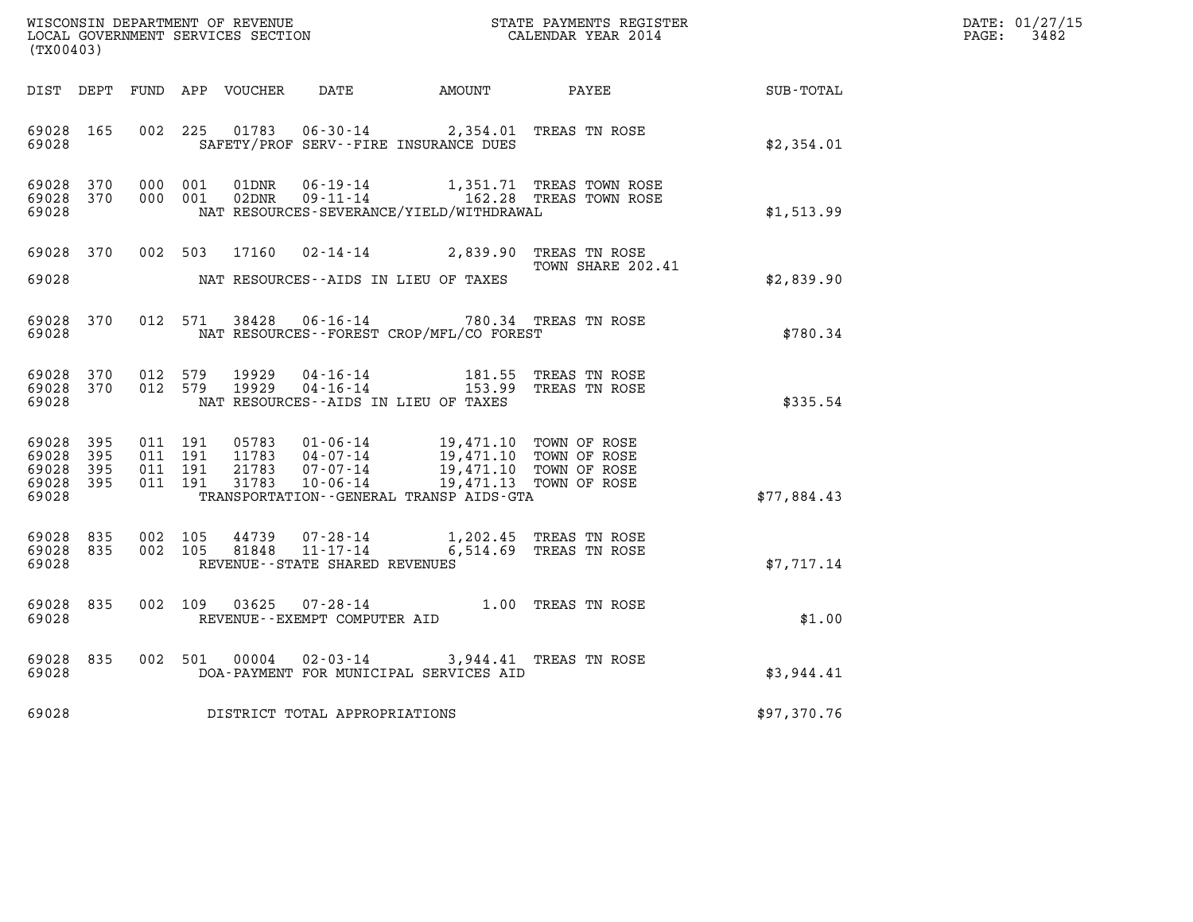WISCONSIN DEPARTMENT OF REVENUE
LOCAL GOVERNMENT SERVICES SECTION
(TX00403)

STATE PAYMENTS REGISTER
CALENDAR YEAR 2014

DATE: 01/27/15
PAGE: 3482

| DIST | DEPT | FUND | APP | VOUCHER | DATE | AMOUNT | PAYEE | SUB-TOTAL |
|---|---|---|---|---|---|---|---|---|
| 69028 | 165 | 002 | 225 | 01783 | 06-30-14 | 2,354.01 | TREAS TN ROSE | |
| 69028 | | | | | SAFETY/PROF SERV--FIRE INSURANCE DUES | | | $2,354.01 |
| 69028 | 370 | 000 | 001 | 01DNR | 06-19-14 | 1,351.71 | TREAS TOWN ROSE | |
| 69028 | 370 | 000 | 001 | 02DNR | 09-11-14 | 162.28 | TREAS TOWN ROSE | |
| 69028 | | | | | NAT RESOURCES-SEVERANCE/YIELD/WITHDRAWAL | | | $1,513.99 |
| 69028 | 370 | 002 | 503 | 17160 | 02-14-14 | 2,839.90 | TREAS TN ROSE TOWN SHARE 202.41 | |
| 69028 | | | | | NAT RESOURCES--AIDS IN LIEU OF TAXES | | | $2,839.90 |
| 69028 | 370 | 012 | 571 | 38428 | 06-16-14 | 780.34 | TREAS TN ROSE | |
| 69028 | | | | | NAT RESOURCES--FOREST CROP/MFL/CO FOREST | | | $780.34 |
| 69028 | 370 | 012 | 579 | 19929 | 04-16-14 | 181.55 | TREAS TN ROSE | |
| 69028 | 370 | 012 | 579 | 19929 | 04-16-14 | 153.99 | TREAS TN ROSE | |
| 69028 | | | | | NAT RESOURCES--AIDS IN LIEU OF TAXES | | | $335.54 |
| 69028 | 395 | 011 | 191 | 05783 | 01-06-14 | 19,471.10 | TOWN OF ROSE | |
| 69028 | 395 | 011 | 191 | 11783 | 04-07-14 | 19,471.10 | TOWN OF ROSE | |
| 69028 | 395 | 011 | 191 | 21783 | 07-07-14 | 19,471.10 | TOWN OF ROSE | |
| 69028 | 395 | 011 | 191 | 31783 | 10-06-14 | 19,471.13 | TOWN OF ROSE | |
| 69028 | | | | | TRANSPORTATION--GENERAL TRANSP AIDS-GTA | | | $77,884.43 |
| 69028 | 835 | 002 | 105 | 44739 | 07-28-14 | 1,202.45 | TREAS TN ROSE | |
| 69028 | 835 | 002 | 105 | 81848 | 11-17-14 | 6,514.69 | TREAS TN ROSE | |
| 69028 | | | | | REVENUE--STATE SHARED REVENUES | | | $7,717.14 |
| 69028 | 835 | 002 | 109 | 03625 | 07-28-14 | 1.00 | TREAS TN ROSE | |
| 69028 | | | | | REVENUE--EXEMPT COMPUTER AID | | | $1.00 |
| 69028 | 835 | 002 | 501 | 00004 | 02-03-14 | 3,944.41 | TREAS TN ROSE | |
| 69028 | | | | | DOA-PAYMENT FOR MUNICIPAL SERVICES AID | | | $3,944.41 |
| 69028 | | | | | DISTRICT TOTAL APPROPRIATIONS | | | $97,370.76 |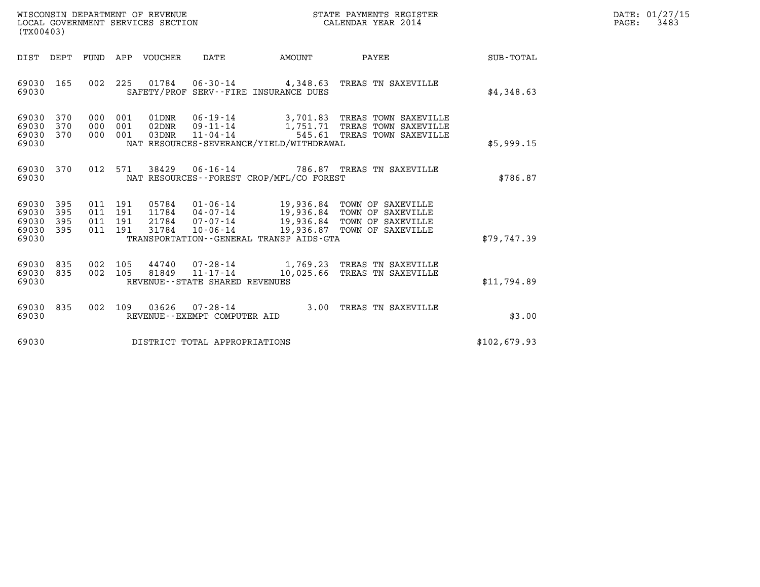WISCONSIN DEPARTMENT OF REVENUE
LOCAL GOVERNMENT SERVICES SECTION
(TX00403)

STATE PAYMENTS REGISTER
CALENDAR YEAR 2014

DATE: 01/27/15
PAGE: 3483

| DIST | DEPT | FUND | APP | VOUCHER | DATE | AMOUNT | PAYEE | SUB-TOTAL |
|---|---|---|---|---|---|---|---|---|
| 69030 | 165 | 002 | 225 | 01784 | 06-30-14 | 4,348.63 | TREAS TN SAXEVILLE | |
| 69030 | | | | SAFETY/PROF SERV--FIRE INSURANCE DUES | | | | $4,348.63 |
| 69030 | 370 | 000 | 001 | 01DNR | 06-19-14 | 3,701.83 | TREAS TOWN SAXEVILLE | |
| 69030 | 370 | 000 | 001 | 02DNR | 09-11-14 | 1,751.71 | TREAS TOWN SAXEVILLE | |
| 69030 | 370 | 000 | 001 | 03DNR | 11-04-14 | 545.61 | TREAS TOWN SAXEVILLE | |
| 69030 | | | | NAT RESOURCES-SEVERANCE/YIELD/WITHDRAWAL | | | | $5,999.15 |
| 69030 | 370 | 012 | 571 | 38429 | 06-16-14 | 786.87 | TREAS TN SAXEVILLE | |
| 69030 | | | | NAT RESOURCES--FOREST CROP/MFL/CO FOREST | | | | $786.87 |
| 69030 | 395 | 011 | 191 | 05784 | 01-06-14 | 19,936.84 | TOWN OF SAXEVILLE | |
| 69030 | 395 | 011 | 191 | 11784 | 04-07-14 | 19,936.84 | TOWN OF SAXEVILLE | |
| 69030 | 395 | 011 | 191 | 21784 | 07-07-14 | 19,936.84 | TOWN OF SAXEVILLE | |
| 69030 | 395 | 011 | 191 | 31784 | 10-06-14 | 19,936.87 | TOWN OF SAXEVILLE | |
| 69030 | | | | TRANSPORTATION--GENERAL TRANSP AIDS-GTA | | | | $79,747.39 |
| 69030 | 835 | 002 | 105 | 44740 | 07-28-14 | 1,769.23 | TREAS TN SAXEVILLE | |
| 69030 | 835 | 002 | 105 | 81849 | 11-17-14 | 10,025.66 | TREAS TN SAXEVILLE | |
| 69030 | | | | REVENUE--STATE SHARED REVENUES | | | | $11,794.89 |
| 69030 | 835 | 002 | 109 | 03626 | 07-28-14 | 3.00 | TREAS TN SAXEVILLE | |
| 69030 | | | | REVENUE--EXEMPT COMPUTER AID | | | | $3.00 |
| 69030 | | | | DISTRICT TOTAL APPROPRIATIONS | | | | $102,679.93 |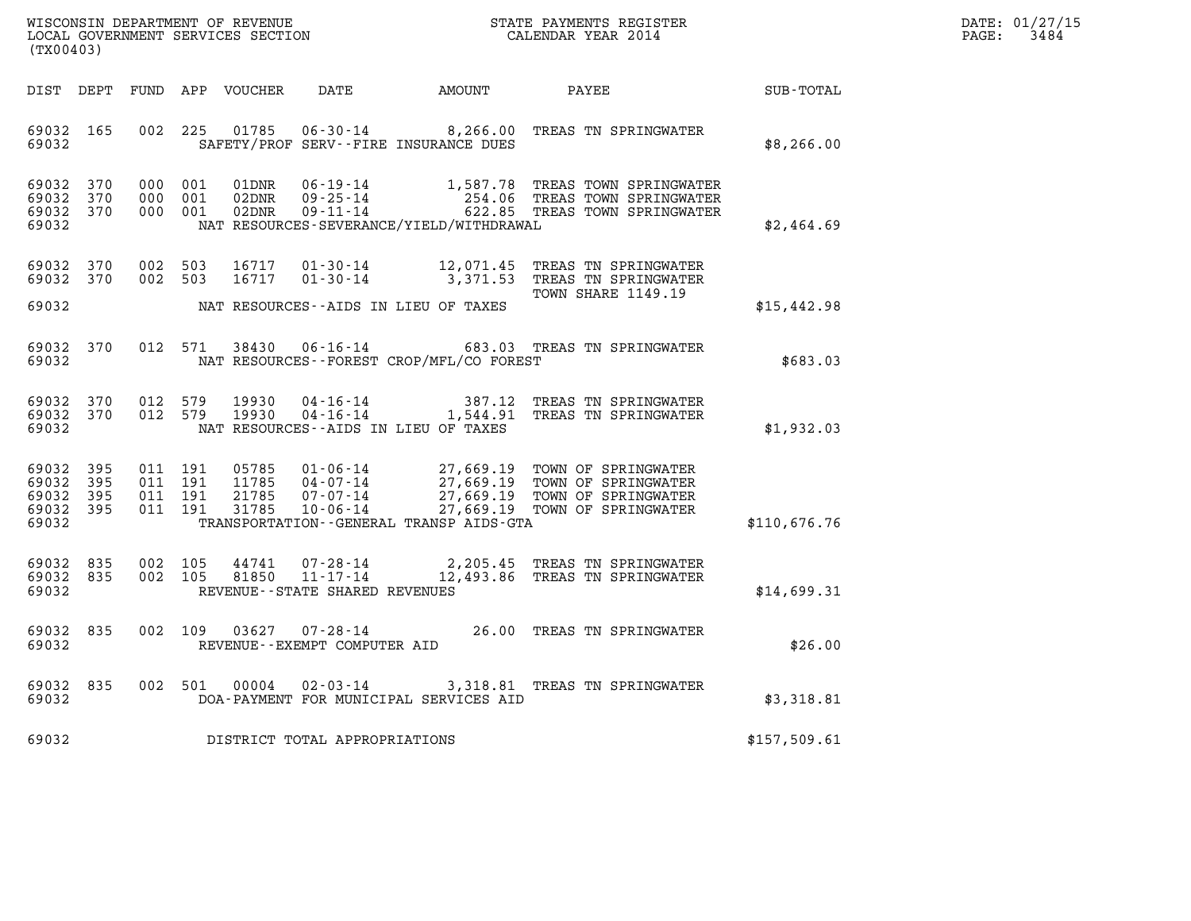WISCONSIN DEPARTMENT OF REVENUE
LOCAL GOVERNMENT SERVICES SECTION
(TX00403)

STATE PAYMENTS REGISTER
CALENDAR YEAR 2014

DATE: 01/27/15
PAGE: 3484

| DIST | DEPT | FUND | APP | VOUCHER | DATE | AMOUNT | PAYEE | SUB-TOTAL |
|---|---|---|---|---|---|---|---|---|
| 69032 | 165 | 002 | 225 | 01785 | 06-30-14 | 8,266.00 | TREAS TN SPRINGWATER | |
| 69032 | | | | | SAFETY/PROF SERV--FIRE INSURANCE DUES | | | $8,266.00 |
| 69032 | 370 | 000 | 001 | 01DNR | 06-19-14 | 1,587.78 | TREAS TOWN SPRINGWATER | |
| 69032 | 370 | 000 | 001 | 02DNR | 09-25-14 | 254.06 | TREAS TOWN SPRINGWATER | |
| 69032 | 370 | 000 | 001 | 02DNR | 09-11-14 | 622.85 | TREAS TOWN SPRINGWATER | |
| 69032 | | | | | NAT RESOURCES-SEVERANCE/YIELD/WITHDRAWAL | | | $2,464.69 |
| 69032 | 370 | 002 | 503 | 16717 | 01-30-14 | 12,071.45 | TREAS TN SPRINGWATER | |
| 69032 | 370 | 002 | 503 | 16717 | 01-30-14 | 3,371.53 | TREAS TN SPRINGWATER TOWN SHARE 1149.19 | |
| 69032 | | | | | NAT RESOURCES--AIDS IN LIEU OF TAXES | | | $15,442.98 |
| 69032 | 370 | 012 | 571 | 38430 | 06-16-14 | 683.03 | TREAS TN SPRINGWATER | |
| 69032 | | | | | NAT RESOURCES--FOREST CROP/MFL/CO FOREST | | | $683.03 |
| 69032 | 370 | 012 | 579 | 19930 | 04-16-14 | 387.12 | TREAS TN SPRINGWATER | |
| 69032 | 370 | 012 | 579 | 19930 | 04-16-14 | 1,544.91 | TREAS TN SPRINGWATER | |
| 69032 | | | | | NAT RESOURCES--AIDS IN LIEU OF TAXES | | | $1,932.03 |
| 69032 | 395 | 011 | 191 | 05785 | 01-06-14 | 27,669.19 | TOWN OF SPRINGWATER | |
| 69032 | 395 | 011 | 191 | 11785 | 04-07-14 | 27,669.19 | TOWN OF SPRINGWATER | |
| 69032 | 395 | 011 | 191 | 21785 | 07-07-14 | 27,669.19 | TOWN OF SPRINGWATER | |
| 69032 | 395 | 011 | 191 | 31785 | 10-06-14 | 27,669.19 | TOWN OF SPRINGWATER | |
| 69032 | | | | | TRANSPORTATION--GENERAL TRANSP AIDS-GTA | | | $110,676.76 |
| 69032 | 835 | 002 | 105 | 44741 | 07-28-14 | 2,205.45 | TREAS TN SPRINGWATER | |
| 69032 | 835 | 002 | 105 | 81850 | 11-17-14 | 12,493.86 | TREAS TN SPRINGWATER | |
| 69032 | | | | | REVENUE--STATE SHARED REVENUES | | | $14,699.31 |
| 69032 | 835 | 002 | 109 | 03627 | 07-28-14 | 26.00 | TREAS TN SPRINGWATER | |
| 69032 | | | | | REVENUE--EXEMPT COMPUTER AID | | | $26.00 |
| 69032 | 835 | 002 | 501 | 00004 | 02-03-14 | 3,318.81 | TREAS TN SPRINGWATER | |
| 69032 | | | | | DOA-PAYMENT FOR MUNICIPAL SERVICES AID | | | $3,318.81 |
| 69032 | | | | | DISTRICT TOTAL APPROPRIATIONS | | | $157,509.61 |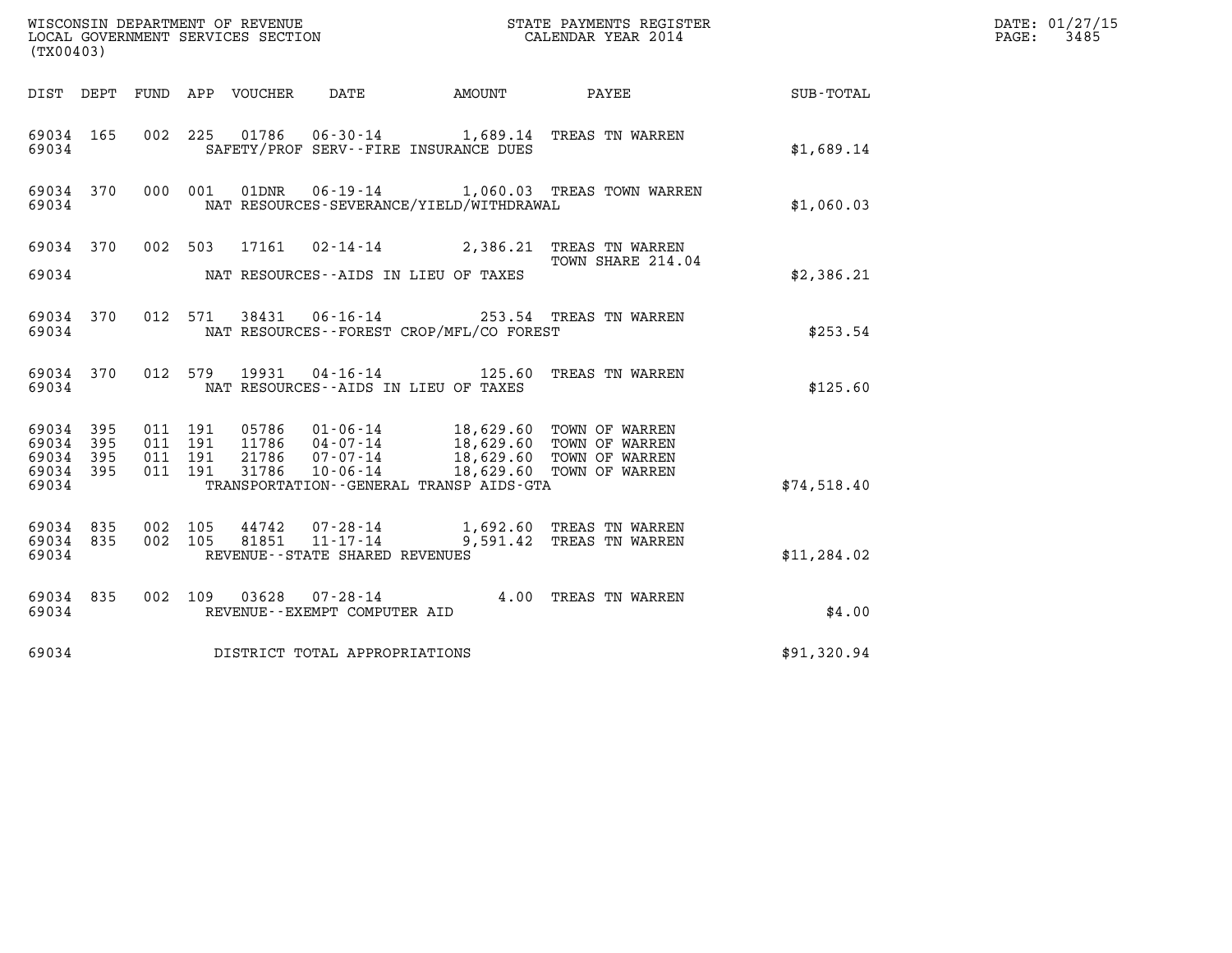WISCONSIN DEPARTMENT OF REVENUE
LOCAL GOVERNMENT SERVICES SECTION
(TX00403)

STATE PAYMENTS REGISTER
CALENDAR YEAR 2014

DATE: 01/27/15

| DIST | DEPT | FUND | APP | VOUCHER | DATE | AMOUNT | PAYEE | SUB-TOTAL |
|---|---|---|---|---|---|---|---|---|
| 69034 | 165 | 002 | 225 | 01786 | 06-30-14 | 1,689.14 | TREAS TN WARREN | |
| 69034 | | | | | SAFETY/PROF SERV--FIRE INSURANCE DUES | | | $1,689.14 |
| 69034 | 370 | 000 | 001 | 01DNR | 06-19-14 | 1,060.03 | TREAS TOWN WARREN | |
| 69034 | | | | | NAT RESOURCES-SEVERANCE/YIELD/WITHDRAWAL | | | $1,060.03 |
| 69034 | 370 | 002 | 503 | 17161 | 02-14-14 | 2,386.21 | TREAS TN WARREN TOWN SHARE 214.04 | |
| 69034 | | | | | NAT RESOURCES--AIDS IN LIEU OF TAXES | | | $2,386.21 |
| 69034 | 370 | 012 | 571 | 38431 | 06-16-14 | 253.54 | TREAS TN WARREN | |
| 69034 | | | | | NAT RESOURCES--FOREST CROP/MFL/CO FOREST | | | $253.54 |
| 69034 | 370 | 012 | 579 | 19931 | 04-16-14 | 125.60 | TREAS TN WARREN | |
| 69034 | | | | | NAT RESOURCES--AIDS IN LIEU OF TAXES | | | $125.60 |
| 69034 | 395 | 011 | 191 | 05786 | 01-06-14 | 18,629.60 | TOWN OF WARREN | |
| 69034 | 395 | 011 | 191 | 11786 | 04-07-14 | 18,629.60 | TOWN OF WARREN | |
| 69034 | 395 | 011 | 191 | 21786 | 07-07-14 | 18,629.60 | TOWN OF WARREN | |
| 69034 | 395 | 011 | 191 | 31786 | 10-06-14 | 18,629.60 | TOWN OF WARREN | |
| 69034 | | | | | TRANSPORTATION--GENERAL TRANSP AIDS-GTA | | | $74,518.40 |
| 69034 | 835 | 002 | 105 | 44742 | 07-28-14 | 1,692.60 | TREAS TN WARREN | |
| 69034 | 835 | 002 | 105 | 81851 | 11-17-14 | 9,591.42 | TREAS TN WARREN | |
| 69034 | | | | | REVENUE--STATE SHARED REVENUES | | | $11,284.02 |
| 69034 | 835 | 002 | 109 | 03628 | 07-28-14 | 4.00 | TREAS TN WARREN | |
| 69034 | | | | | REVENUE--EXEMPT COMPUTER AID | | | $4.00 |
| 69034 | | | | | DISTRICT TOTAL APPROPRIATIONS | | | $91,320.94 |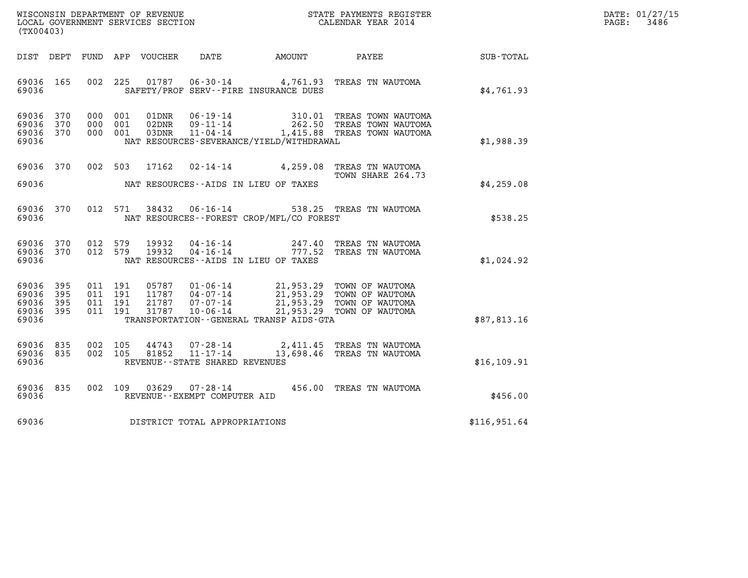WISCONSIN DEPARTMENT OF REVENUE
LOCAL GOVERNMENT SERVICES SECTION
(TX00403)

STATE PAYMENTS REGISTER
CALENDAR YEAR 2014

DATE: 01/27/15
PAGE: 3486

| DIST | DEPT | FUND | APP | VOUCHER | DATE | AMOUNT | PAYEE | SUB-TOTAL |
|---|---|---|---|---|---|---|---|---|
| 69036 | 165 | 002 | 225 | 01787 | 06-30-14 | 4,761.93 | TREAS TN WAUTOMA | |
| 69036 | | | | | SAFETY/PROF SERV--FIRE INSURANCE DUES | | | $4,761.93 |
| 69036 | 370 | 000 | 001 | 01DNR | 06-19-14 | 310.01 | TREAS TOWN WAUTOMA | |
| 69036 | 370 | 000 | 001 | 02DNR | 09-11-14 | 262.50 | TREAS TOWN WAUTOMA | |
| 69036 | 370 | 000 | 001 | 03DNR | 11-04-14 | 1,415.88 | TREAS TOWN WAUTOMA | |
| 69036 | | | | | NAT RESOURCES-SEVERANCE/YIELD/WITHDRAWAL | | | $1,988.39 |
| 69036 | 370 | 002 | 503 | 17162 | 02-14-14 | 4,259.08 | TREAS TN WAUTOMA TOWN SHARE 264.73 | |
| 69036 | | | | | NAT RESOURCES--AIDS IN LIEU OF TAXES | | | $4,259.08 |
| 69036 | 370 | 012 | 571 | 38432 | 06-16-14 | 538.25 | TREAS TN WAUTOMA | |
| 69036 | | | | | NAT RESOURCES--FOREST CROP/MFL/CO FOREST | | | $538.25 |
| 69036 | 370 | 012 | 579 | 19932 | 04-16-14 | 247.40 | TREAS TN WAUTOMA | |
| 69036 | 370 | 012 | 579 | 19932 | 04-16-14 | 777.52 | TREAS TN WAUTOMA | |
| 69036 | | | | | NAT RESOURCES--AIDS IN LIEU OF TAXES | | | $1,024.92 |
| 69036 | 395 | 011 | 191 | 05787 | 01-06-14 | 21,953.29 | TOWN OF WAUTOMA | |
| 69036 | 395 | 011 | 191 | 11787 | 04-07-14 | 21,953.29 | TOWN OF WAUTOMA | |
| 69036 | 395 | 011 | 191 | 21787 | 07-07-14 | 21,953.29 | TOWN OF WAUTOMA | |
| 69036 | 395 | 011 | 191 | 31787 | 10-06-14 | 21,953.29 | TOWN OF WAUTOMA | |
| 69036 | | | | | TRANSPORTATION--GENERAL TRANSP AIDS-GTA | | | $87,813.16 |
| 69036 | 835 | 002 | 105 | 44743 | 07-28-14 | 2,411.45 | TREAS TN WAUTOMA | |
| 69036 | 835 | 002 | 105 | 81852 | 11-17-14 | 13,698.46 | TREAS TN WAUTOMA | |
| 69036 | | | | | REVENUE--STATE SHARED REVENUES | | | $16,109.91 |
| 69036 | 835 | 002 | 109 | 03629 | 07-28-14 | 456.00 | TREAS TN WAUTOMA | |
| 69036 | | | | | REVENUE--EXEMPT COMPUTER AID | | | $456.00 |
| 69036 | | | | | DISTRICT TOTAL APPROPRIATIONS | | | $116,951.64 |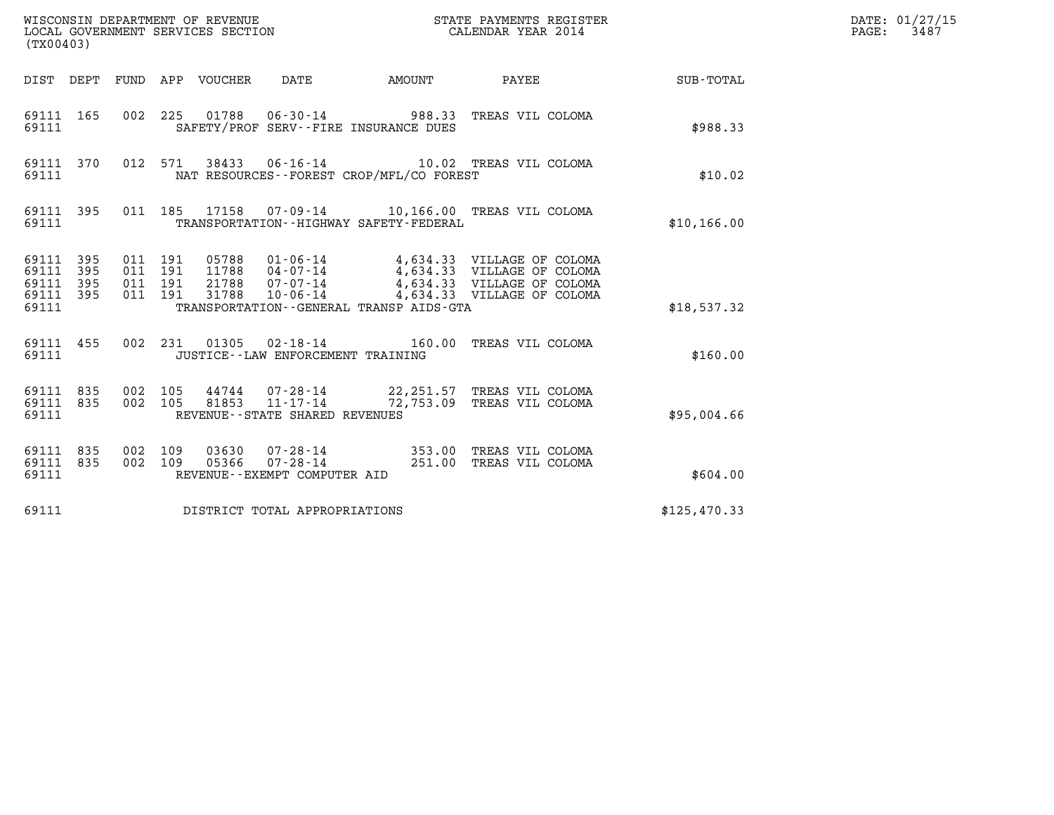WISCONSIN DEPARTMENT OF REVENUE
LOCAL GOVERNMENT SERVICES SECTION
(TX00403)

STATE PAYMENTS REGISTER
CALENDAR YEAR 2014

DATE: 01/27/15
PAGE: 3487

| DIST | DEPT | FUND | APP | VOUCHER | DATE | AMOUNT | PAYEE | SUB-TOTAL |
|---|---|---|---|---|---|---|---|---|
| 69111 | 165 | 002 | 225 | 01788 | 06-30-14 | 988.33 | TREAS VIL COLOMA | |
| 69111 | | | | SAFETY/PROF SERV--FIRE INSURANCE DUES | | | | $988.33 |
| 69111 | 370 | 012 | 571 | 38433 | 06-16-14 | 10.02 | TREAS VIL COLOMA | |
| 69111 | | | | NAT RESOURCES--FOREST CROP/MFL/CO FOREST | | | | $10.02 |
| 69111 | 395 | 011 | 185 | 17158 | 07-09-14 | 10,166.00 | TREAS VIL COLOMA | |
| 69111 | | | | TRANSPORTATION--HIGHWAY SAFETY-FEDERAL | | | | $10,166.00 |
| 69111 | 395 | 011 | 191 | 05788 | 01-06-14 | 4,634.33 | VILLAGE OF COLOMA | |
| 69111 | 395 | 011 | 191 | 11788 | 04-07-14 | 4,634.33 | VILLAGE OF COLOMA | |
| 69111 | 395 | 011 | 191 | 21788 | 07-07-14 | 4,634.33 | VILLAGE OF COLOMA | |
| 69111 | 395 | 011 | 191 | 31788 | 10-06-14 | 4,634.33 | VILLAGE OF COLOMA | |
| 69111 | | | | TRANSPORTATION--GENERAL TRANSP AIDS-GTA | | | | $18,537.32 |
| 69111 | 455 | 002 | 231 | 01305 | 02-18-14 | 160.00 | TREAS VIL COLOMA | |
| 69111 | | | | JUSTICE--LAW ENFORCEMENT TRAINING | | | | $160.00 |
| 69111 | 835 | 002 | 105 | 44744 | 07-28-14 | 22,251.57 | TREAS VIL COLOMA | |
| 69111 | 835 | 002 | 105 | 81853 | 11-17-14 | 72,753.09 | TREAS VIL COLOMA | |
| 69111 | | | | REVENUE--STATE SHARED REVENUES | | | | $95,004.66 |
| 69111 | 835 | 002 | 109 | 03630 | 07-28-14 | 353.00 | TREAS VIL COLOMA | |
| 69111 | 835 | 002 | 109 | 05366 | 07-28-14 | 251.00 | TREAS VIL COLOMA | |
| 69111 | | | | REVENUE--EXEMPT COMPUTER AID | | | | $604.00 |
| 69111 | | | | DISTRICT TOTAL APPROPRIATIONS | | | | $125,470.33 |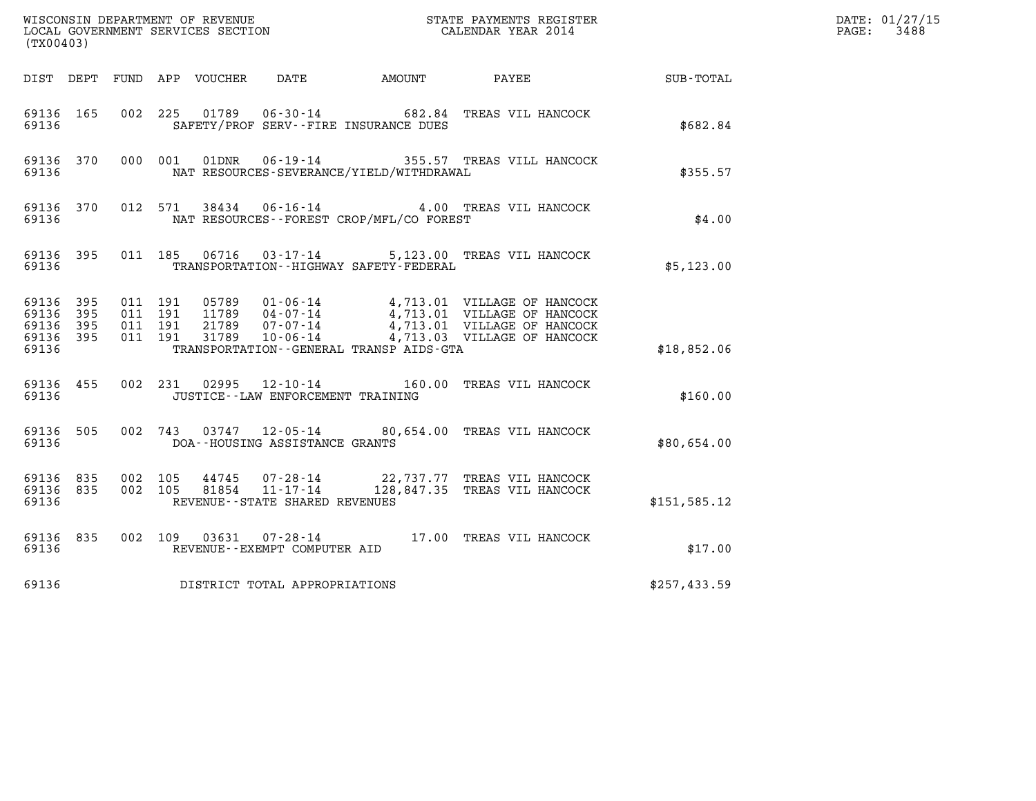WISCONSIN DEPARTMENT OF REVENUE
LOCAL GOVERNMENT SERVICES SECTION
(TX00403)

STATE PAYMENTS REGISTER
CALENDAR YEAR 2014

DATE: 01/27/15
PAGE: 3488

| DIST | DEPT | FUND | APP | VOUCHER | DATE | AMOUNT | PAYEE | SUB-TOTAL |
|---|---|---|---|---|---|---|---|---|
| 69136 | 165 | 002 | 225 | 01789 | 06-30-14 | 682.84 | TREAS VIL HANCOCK | |
| 69136 | | | | SAFETY/PROF SERV--FIRE INSURANCE DUES | | | | $682.84 |
| 69136 | 370 | 000 | 001 | 01DNR | 06-19-14 | 355.57 | TREAS VILL HANCOCK | |
| 69136 | | | | NAT RESOURCES-SEVERANCE/YIELD/WITHDRAWAL | | | | $355.57 |
| 69136 | 370 | 012 | 571 | 38434 | 06-16-14 | 4.00 | TREAS VIL HANCOCK | |
| 69136 | | | | NAT RESOURCES--FOREST CROP/MFL/CO FOREST | | | | $4.00 |
| 69136 | 395 | 011 | 185 | 06716 | 03-17-14 | 5,123.00 | TREAS VIL HANCOCK | |
| 69136 | | | | TRANSPORTATION--HIGHWAY SAFETY-FEDERAL | | | | $5,123.00 |
| 69136 | 395 | 011 | 191 | 05789 | 01-06-14 | 4,713.01 | VILLAGE OF HANCOCK | |
| 69136 | 395 | 011 | 191 | 11789 | 04-07-14 | 4,713.01 | VILLAGE OF HANCOCK | |
| 69136 | 395 | 011 | 191 | 21789 | 07-07-14 | 4,713.01 | VILLAGE OF HANCOCK | |
| 69136 | 395 | 011 | 191 | 31789 | 10-06-14 | 4,713.03 | VILLAGE OF HANCOCK | |
| 69136 | | | | TRANSPORTATION--GENERAL TRANSP AIDS-GTA | | | | $18,852.06 |
| 69136 | 455 | 002 | 231 | 02995 | 12-10-14 | 160.00 | TREAS VIL HANCOCK | |
| 69136 | | | | JUSTICE--LAW ENFORCEMENT TRAINING | | | | $160.00 |
| 69136 | 505 | 002 | 743 | 03747 | 12-05-14 | 80,654.00 | TREAS VIL HANCOCK | |
| 69136 | | | | DOA--HOUSING ASSISTANCE GRANTS | | | | $80,654.00 |
| 69136 | 835 | 002 | 105 | 44745 | 07-28-14 | 22,737.77 | TREAS VIL HANCOCK | |
| 69136 | 835 | 002 | 105 | 81854 | 11-17-14 | 128,847.35 | TREAS VIL HANCOCK | |
| 69136 | | | | REVENUE--STATE SHARED REVENUES | | | | $151,585.12 |
| 69136 | 835 | 002 | 109 | 03631 | 07-28-14 | 17.00 | TREAS VIL HANCOCK | |
| 69136 | | | | REVENUE--EXEMPT COMPUTER AID | | | | $17.00 |
| 69136 | | | | DISTRICT TOTAL APPROPRIATIONS | | | | $257,433.59 |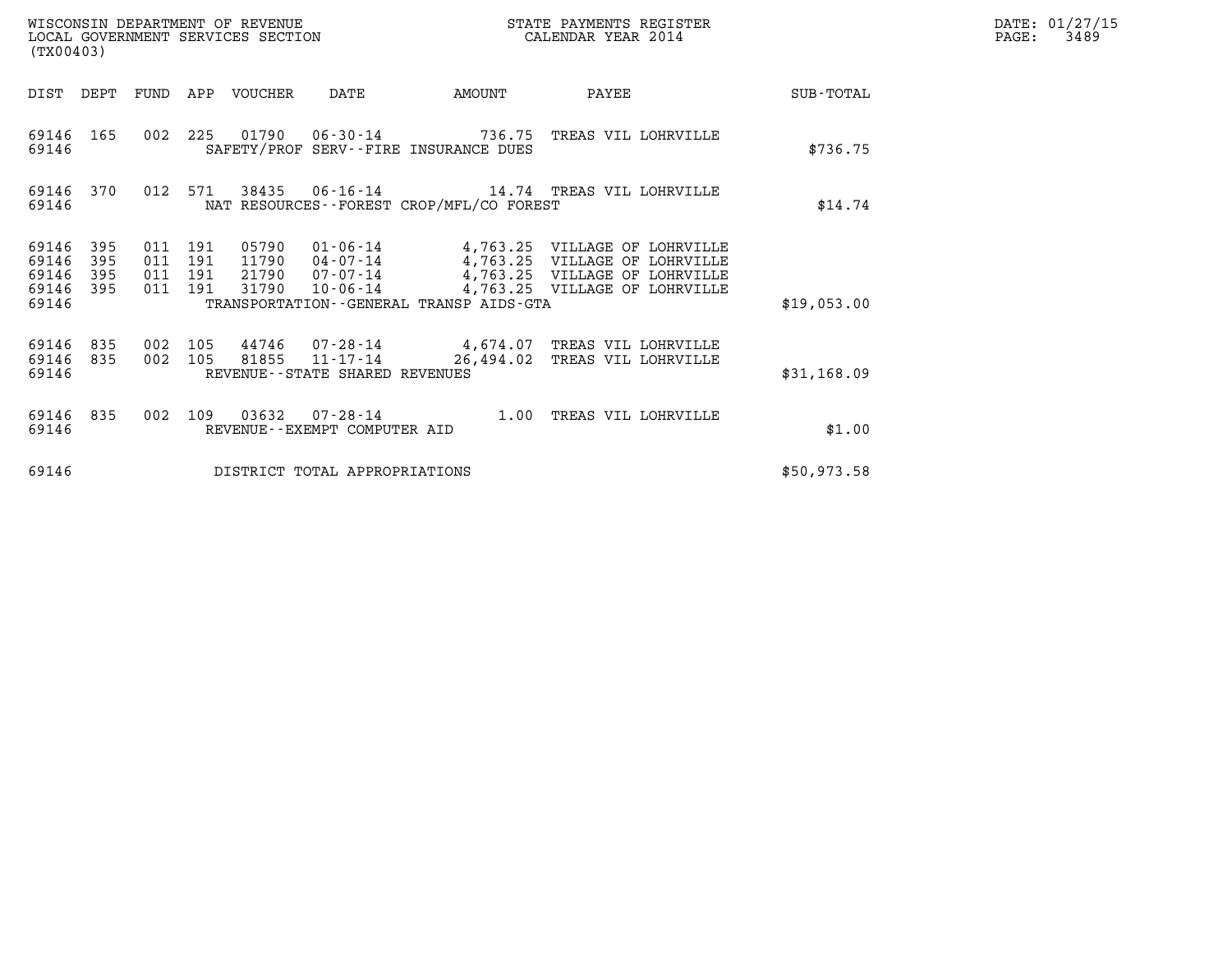WISCONSIN DEPARTMENT OF REVENUE
LOCAL GOVERNMENT SERVICES SECTION
(TX00403)

STATE PAYMENTS REGISTER
CALENDAR YEAR 2014

DATE: 01/27/15
PAGE: 3489

| DIST | DEPT | FUND | APP | VOUCHER | DATE | AMOUNT | PAYEE | SUB-TOTAL |
|---|---|---|---|---|---|---|---|---|
| 69146 | 165 | 002 | 225 | 01790 | 06-30-14 | 736.75 | TREAS VIL LOHRVILLE | |
| 69146 | | | | SAFETY/PROF SERV--FIRE INSURANCE DUES | | | | $736.75 |
| 69146 | 370 | 012 | 571 | 38435 | 06-16-14 | 14.74 | TREAS VIL LOHRVILLE | |
| 69146 | | | | NAT RESOURCES--FOREST CROP/MFL/CO FOREST | | | | $14.74 |
| 69146 | 395 | 011 | 191 | 05790 | 01-06-14 | 4,763.25 | VILLAGE OF LOHRVILLE | |
| 69146 | 395 | 011 | 191 | 11790 | 04-07-14 | 4,763.25 | VILLAGE OF LOHRVILLE | |
| 69146 | 395 | 011 | 191 | 21790 | 07-07-14 | 4,763.25 | VILLAGE OF LOHRVILLE | |
| 69146 | 395 | 011 | 191 | 31790 | 10-06-14 | 4,763.25 | VILLAGE OF LOHRVILLE | |
| 69146 | | | | TRANSPORTATION--GENERAL TRANSP AIDS-GTA | | | | $19,053.00 |
| 69146 | 835 | 002 | 105 | 44746 | 07-28-14 | 4,674.07 | TREAS VIL LOHRVILLE | |
| 69146 | 835 | 002 | 105 | 81855 | 11-17-14 | 26,494.02 | TREAS VIL LOHRVILLE | |
| 69146 | | | | REVENUE--STATE SHARED REVENUES | | | | $31,168.09 |
| 69146 | 835 | 002 | 109 | 03632 | 07-28-14 | 1.00 | TREAS VIL LOHRVILLE | |
| 69146 | | | | REVENUE--EXEMPT COMPUTER AID | | | | $1.00 |
| 69146 | | | | DISTRICT TOTAL APPROPRIATIONS | | | | $50,973.58 |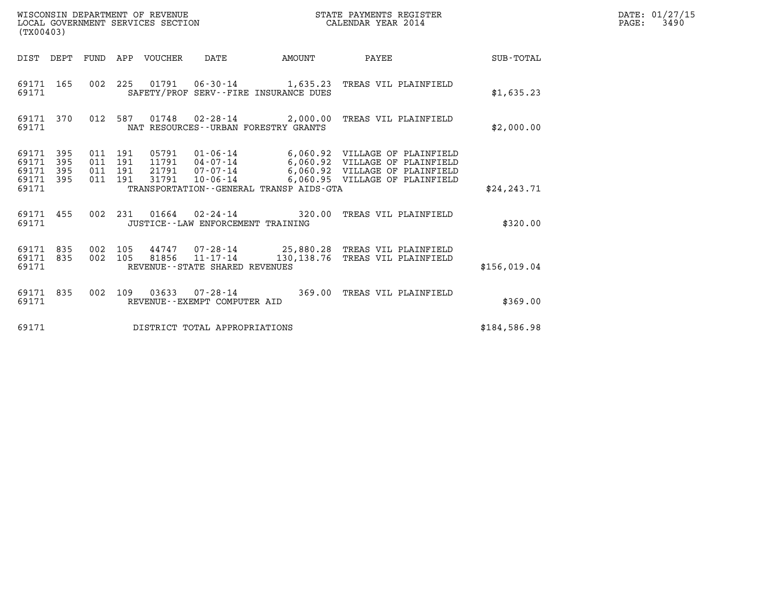WISCONSIN DEPARTMENT OF REVENUE
LOCAL GOVERNMENT SERVICES SECTION
(TX00403)

STATE PAYMENTS REGISTER
CALENDAR YEAR 2014

DATE: 01/27/15
PAGE: 3490

| DIST | DEPT | FUND | APP | VOUCHER | DATE | AMOUNT | PAYEE | SUB-TOTAL |
|---|---|---|---|---|---|---|---|---|
| 69171 | 165 | 002 | 225 | 01791 | 06-30-14 | 1,635.23 | TREAS VIL PLAINFIELD | |
| 69171 | | | | | SAFETY/PROF SERV--FIRE INSURANCE DUES | | | $1,635.23 |
| 69171 | 370 | 012 | 587 | 01748 | 02-28-14 | 2,000.00 | TREAS VIL PLAINFIELD | |
| 69171 | | | | | NAT RESOURCES--URBAN FORESTRY GRANTS | | | $2,000.00 |
| 69171 | 395 | 011 | 191 | 05791 | 01-06-14 | 6,060.92 | VILLAGE OF PLAINFIELD | |
| 69171 | 395 | 011 | 191 | 11791 | 04-07-14 | 6,060.92 | VILLAGE OF PLAINFIELD | |
| 69171 | 395 | 011 | 191 | 21791 | 07-07-14 | 6,060.92 | VILLAGE OF PLAINFIELD | |
| 69171 | 395 | 011 | 191 | 31791 | 10-06-14 | 6,060.95 | VILLAGE OF PLAINFIELD | |
| 69171 | | | | | TRANSPORTATION--GENERAL TRANSP AIDS-GTA | | | $24,243.71 |
| 69171 | 455 | 002 | 231 | 01664 | 02-24-14 | 320.00 | TREAS VIL PLAINFIELD | |
| 69171 | | | | | JUSTICE--LAW ENFORCEMENT TRAINING | | | $320.00 |
| 69171 | 835 | 002 | 105 | 44747 | 07-28-14 | 25,880.28 | TREAS VIL PLAINFIELD | |
| 69171 | 835 | 002 | 105 | 81856 | 11-17-14 | 130,138.76 | TREAS VIL PLAINFIELD | |
| 69171 | | | | | REVENUE--STATE SHARED REVENUES | | | $156,019.04 |
| 69171 | 835 | 002 | 109 | 03633 | 07-28-14 | 369.00 | TREAS VIL PLAINFIELD | |
| 69171 | | | | | REVENUE--EXEMPT COMPUTER AID | | | $369.00 |
| 69171 | | | | | DISTRICT TOTAL APPROPRIATIONS | | | $184,586.98 |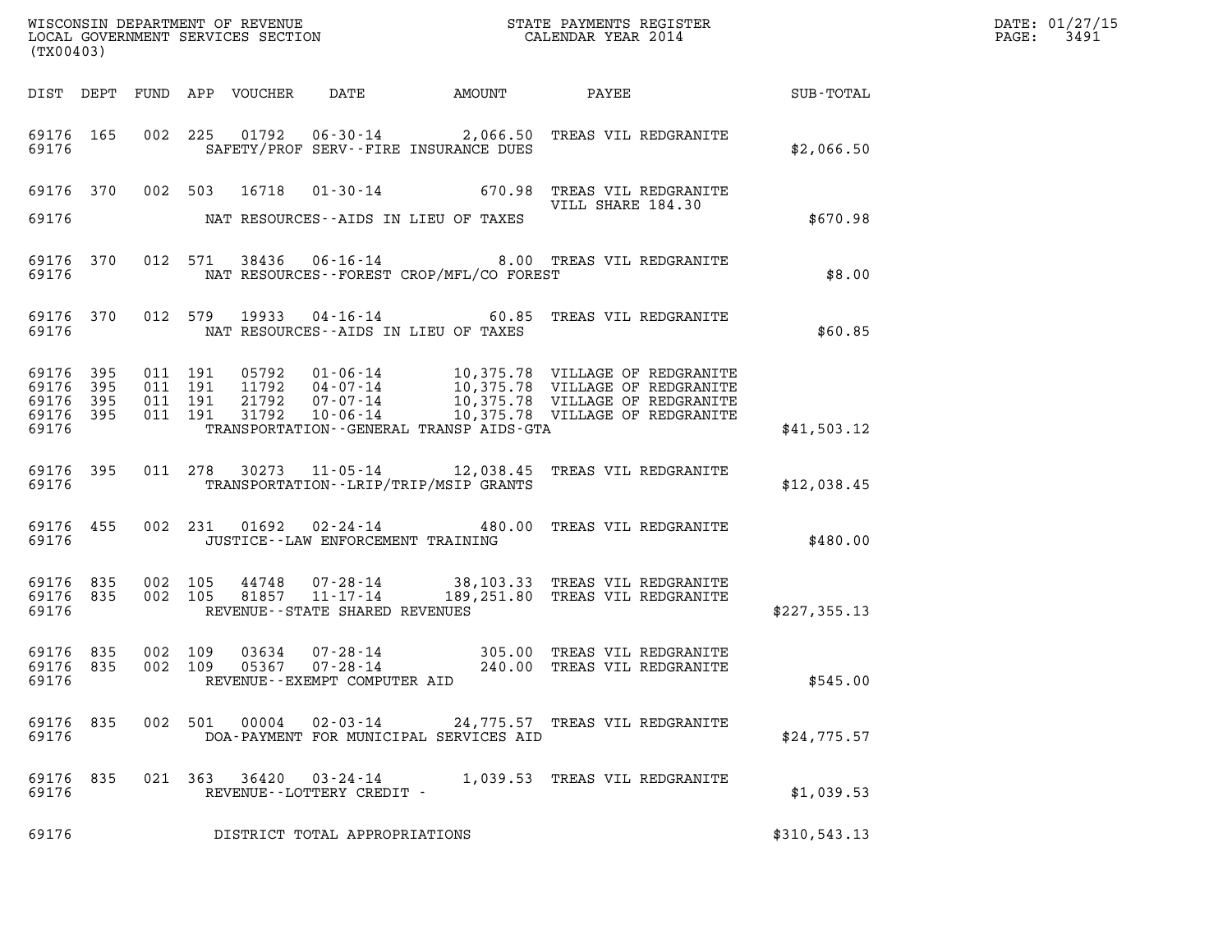WISCONSIN DEPARTMENT OF REVENUE
LOCAL GOVERNMENT SERVICES SECTION
(TX00403)

STATE PAYMENTS REGISTER
CALENDAR YEAR 2014

DATE: 01/27/15
PAGE: 3491

| DIST | DEPT | FUND | APP | VOUCHER | DATE | AMOUNT | PAYEE | SUB-TOTAL |
|---|---|---|---|---|---|---|---|---|
| 69176 | 165 | 002 | 225 | 01792 | 06-30-14 | 2,066.50 | TREAS VIL REDGRANITE | |
| 69176 | | | | | SAFETY/PROF SERV--FIRE INSURANCE DUES | | | $2,066.50 |
| 69176 | 370 | 002 | 503 | 16718 | 01-30-14 | 670.98 | TREAS VIL REDGRANITE VILL SHARE 184.30 | |
| 69176 | | | | | NAT RESOURCES--AIDS IN LIEU OF TAXES | | | $670.98 |
| 69176 | 370 | 012 | 571 | 38436 | 06-16-14 | 8.00 | TREAS VIL REDGRANITE | |
| 69176 | | | | | NAT RESOURCES--FOREST CROP/MFL/CO FOREST | | | $8.00 |
| 69176 | 370 | 012 | 579 | 19933 | 04-16-14 | 60.85 | TREAS VIL REDGRANITE | |
| 69176 | | | | | NAT RESOURCES--AIDS IN LIEU OF TAXES | | | $60.85 |
| 69176 | 395 | 011 | 191 | 05792 | 01-06-14 | 10,375.78 | VILLAGE OF REDGRANITE | |
| 69176 | 395 | 011 | 191 | 11792 | 04-07-14 | 10,375.78 | VILLAGE OF REDGRANITE | |
| 69176 | 395 | 011 | 191 | 21792 | 07-07-14 | 10,375.78 | VILLAGE OF REDGRANITE | |
| 69176 | 395 | 011 | 191 | 31792 | 10-06-14 | 10,375.78 | VILLAGE OF REDGRANITE | |
| 69176 | | | | | TRANSPORTATION--GENERAL TRANSP AIDS-GTA | | | $41,503.12 |
| 69176 | 395 | 011 | 278 | 30273 | 11-05-14 | 12,038.45 | TREAS VIL REDGRANITE | |
| 69176 | | | | | TRANSPORTATION--LRIP/TRIP/MSIP GRANTS | | | $12,038.45 |
| 69176 | 455 | 002 | 231 | 01692 | 02-24-14 | 480.00 | TREAS VIL REDGRANITE | |
| 69176 | | | | | JUSTICE--LAW ENFORCEMENT TRAINING | | | $480.00 |
| 69176 | 835 | 002 | 105 | 44748 | 07-28-14 | 38,103.33 | TREAS VIL REDGRANITE | |
| 69176 | 835 | 002 | 105 | 81857 | 11-17-14 | 189,251.80 | TREAS VIL REDGRANITE | |
| 69176 | | | | | REVENUE--STATE SHARED REVENUES | | | $227,355.13 |
| 69176 | 835 | 002 | 109 | 03634 | 07-28-14 | 305.00 | TREAS VIL REDGRANITE | |
| 69176 | 835 | 002 | 109 | 05367 | 07-28-14 | 240.00 | TREAS VIL REDGRANITE | |
| 69176 | | | | | REVENUE--EXEMPT COMPUTER AID | | | $545.00 |
| 69176 | 835 | 002 | 501 | 00004 | 02-03-14 | 24,775.57 | TREAS VIL REDGRANITE | |
| 69176 | | | | | DOA-PAYMENT FOR MUNICIPAL SERVICES AID | | | $24,775.57 |
| 69176 | 835 | 021 | 363 | 36420 | 03-24-14 | 1,039.53 | TREAS VIL REDGRANITE | |
| 69176 | | | | | REVENUE--LOTTERY CREDIT - | | | $1,039.53 |
| 69176 | | | | | DISTRICT TOTAL APPROPRIATIONS | | | $310,543.13 |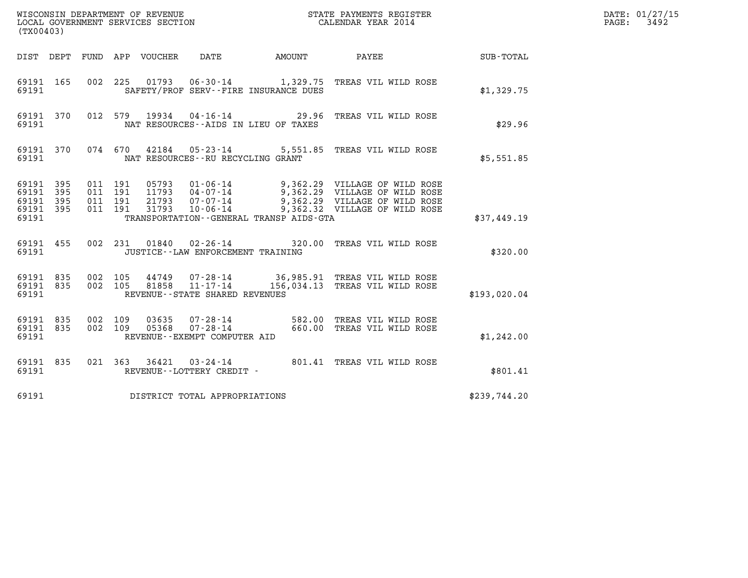WISCONSIN DEPARTMENT OF REVENUE
LOCAL GOVERNMENT SERVICES SECTION
(TX00403)

STATE PAYMENTS REGISTER
CALENDAR YEAR 2014

DATE: 01/27/15
PAGE: 3492

| DIST | DEPT | FUND | APP | VOUCHER | DATE | AMOUNT | PAYEE | SUB-TOTAL |
|---|---|---|---|---|---|---|---|---|
| 69191 | 165 | 002 | 225 | 01793 | 06-30-14 | 1,329.75 | TREAS VIL WILD ROSE | |
| 69191 | | | | SAFETY/PROF SERV--FIRE INSURANCE DUES | | | | $1,329.75 |
| 69191 | 370 | 012 | 579 | 19934 | 04-16-14 | 29.96 | TREAS VIL WILD ROSE | |
| 69191 | | | | NAT RESOURCES--AIDS IN LIEU OF TAXES | | | | $29.96 |
| 69191 | 370 | 074 | 670 | 42184 | 05-23-14 | 5,551.85 | TREAS VIL WILD ROSE | |
| 69191 | | | | NAT RESOURCES--RU RECYCLING GRANT | | | | $5,551.85 |
| 69191 | 395 | 011 | 191 | 05793 | 01-06-14 | 9,362.29 | VILLAGE OF WILD ROSE | |
| 69191 | 395 | 011 | 191 | 11793 | 04-07-14 | 9,362.29 | VILLAGE OF WILD ROSE | |
| 69191 | 395 | 011 | 191 | 21793 | 07-07-14 | 9,362.29 | VILLAGE OF WILD ROSE | |
| 69191 | 395 | 011 | 191 | 31793 | 10-06-14 | 9,362.32 | VILLAGE OF WILD ROSE | |
| 69191 | | | | TRANSPORTATION--GENERAL TRANSP AIDS-GTA | | | | $37,449.19 |
| 69191 | 455 | 002 | 231 | 01840 | 02-26-14 | 320.00 | TREAS VIL WILD ROSE | |
| 69191 | | | | JUSTICE--LAW ENFORCEMENT TRAINING | | | | $320.00 |
| 69191 | 835 | 002 | 105 | 44749 | 07-28-14 | 36,985.91 | TREAS VIL WILD ROSE | |
| 69191 | 835 | 002 | 105 | 81858 | 11-17-14 | 156,034.13 | TREAS VIL WILD ROSE | |
| 69191 | | | | REVENUE--STATE SHARED REVENUES | | | | $193,020.04 |
| 69191 | 835 | 002 | 109 | 03635 | 07-28-14 | 582.00 | TREAS VIL WILD ROSE | |
| 69191 | 835 | 002 | 109 | 05368 | 07-28-14 | 660.00 | TREAS VIL WILD ROSE | |
| 69191 | | | | REVENUE--EXEMPT COMPUTER AID | | | | $1,242.00 |
| 69191 | 835 | 021 | 363 | 36421 | 03-24-14 | 801.41 | TREAS VIL WILD ROSE | |
| 69191 | | | | REVENUE--LOTTERY CREDIT - | | | | $801.41 |
| 69191 | | | | DISTRICT TOTAL APPROPRIATIONS | | | | $239,744.20 |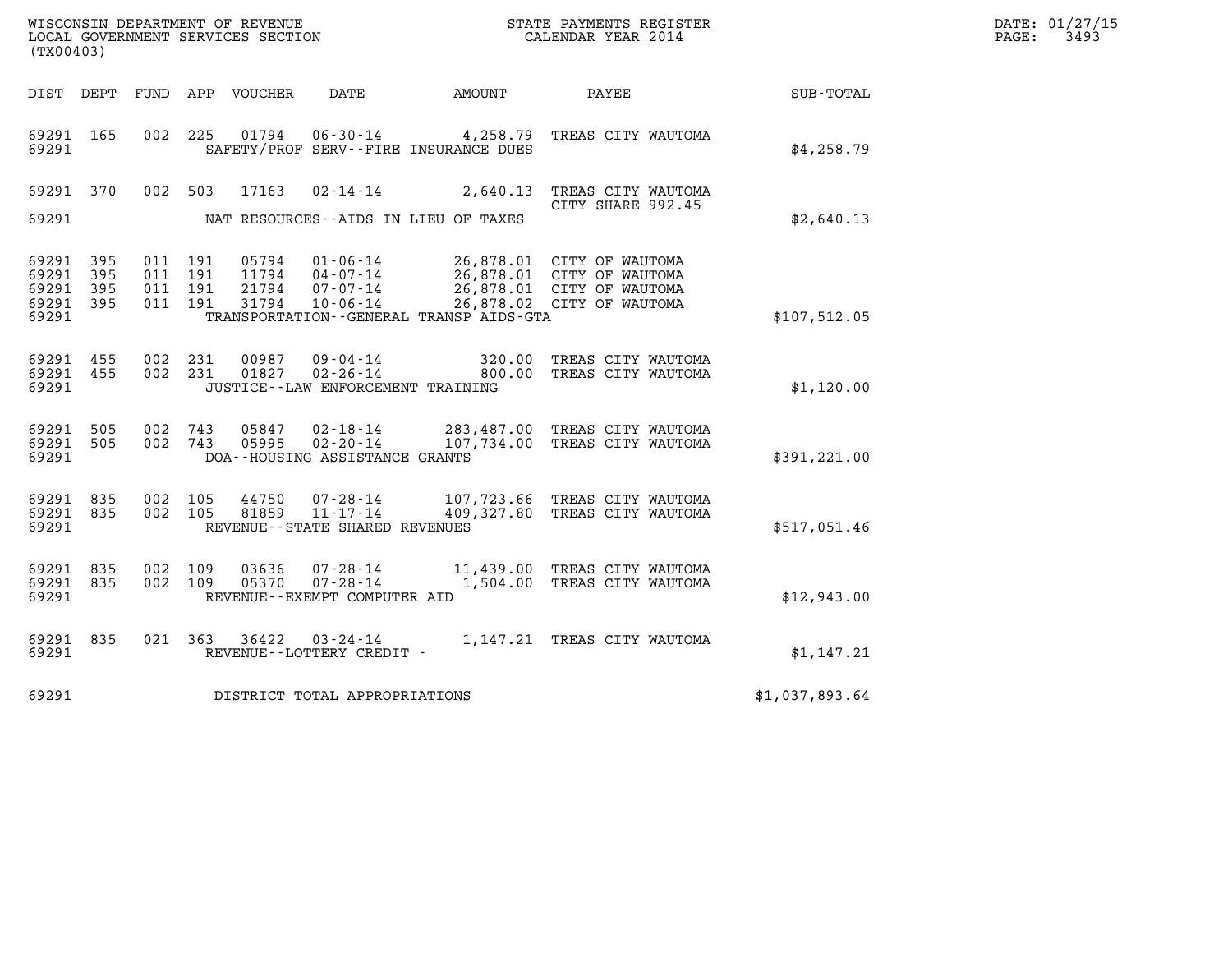WISCONSIN DEPARTMENT OF REVENUE
LOCAL GOVERNMENT SERVICES SECTION
(TX00403)

STATE PAYMENTS REGISTER
CALENDAR YEAR 2014

DATE: 01/27/15
PAGE: 3493

| DIST | DEPT | FUND | APP | VOUCHER | DATE | AMOUNT | PAYEE | SUB-TOTAL |
|---|---|---|---|---|---|---|---|---|
| 69291 | 165 | 002 | 225 | 01794 | 06-30-14 | 4,258.79 | TREAS CITY WAUTOMA | |
| 69291 | | | | SAFETY/PROF SERV--FIRE INSURANCE DUES | | | | $4,258.79 |
| 69291 | 370 | 002 | 503 | 17163 | 02-14-14 | 2,640.13 | TREAS CITY WAUTOMA CITY SHARE 992.45 | |
| 69291 | | | | NAT RESOURCES--AIDS IN LIEU OF TAXES | | | | $2,640.13 |
| 69291 | 395 | 011 | 191 | 05794 | 01-06-14 | 26,878.01 | CITY OF WAUTOMA | |
| 69291 | 395 | 011 | 191 | 11794 | 04-07-14 | 26,878.01 | CITY OF WAUTOMA | |
| 69291 | 395 | 011 | 191 | 21794 | 07-07-14 | 26,878.01 | CITY OF WAUTOMA | |
| 69291 | 395 | 011 | 191 | 31794 | 10-06-14 | 26,878.02 | CITY OF WAUTOMA | |
| 69291 | | | | TRANSPORTATION--GENERAL TRANSP AIDS-GTA | | | | $107,512.05 |
| 69291 | 455 | 002 | 231 | 00987 | 09-04-14 | 320.00 | TREAS CITY WAUTOMA | |
| 69291 | 455 | 002 | 231 | 01827 | 02-26-14 | 800.00 | TREAS CITY WAUTOMA | |
| 69291 | | | | JUSTICE--LAW ENFORCEMENT TRAINING | | | | $1,120.00 |
| 69291 | 505 | 002 | 743 | 05847 | 02-18-14 | 283,487.00 | TREAS CITY WAUTOMA | |
| 69291 | 505 | 002 | 743 | 05995 | 02-20-14 | 107,734.00 | TREAS CITY WAUTOMA | |
| 69291 | | | | DOA--HOUSING ASSISTANCE GRANTS | | | | $391,221.00 |
| 69291 | 835 | 002 | 105 | 44750 | 07-28-14 | 107,723.66 | TREAS CITY WAUTOMA | |
| 69291 | 835 | 002 | 105 | 81859 | 11-17-14 | 409,327.80 | TREAS CITY WAUTOMA | |
| 69291 | | | | REVENUE--STATE SHARED REVENUES | | | | $517,051.46 |
| 69291 | 835 | 002 | 109 | 03636 | 07-28-14 | 11,439.00 | TREAS CITY WAUTOMA | |
| 69291 | 835 | 002 | 109 | 05370 | 07-28-14 | 1,504.00 | TREAS CITY WAUTOMA | |
| 69291 | | | | REVENUE--EXEMPT COMPUTER AID | | | | $12,943.00 |
| 69291 | 835 | 021 | 363 | 36422 | 03-24-14 | 1,147.21 | TREAS CITY WAUTOMA | |
| 69291 | | | | REVENUE--LOTTERY CREDIT - | | | | $1,147.21 |
| 69291 | | | | DISTRICT TOTAL APPROPRIATIONS | | | | $1,037,893.64 |